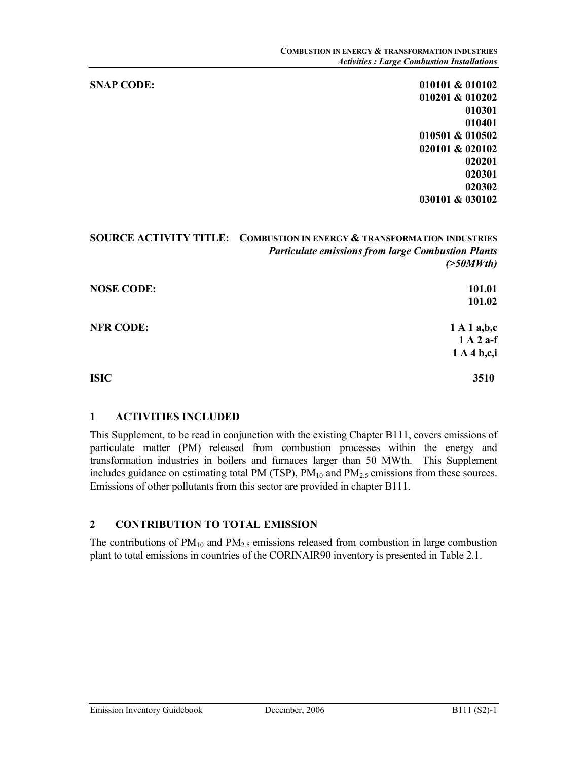**SNAP CODE:**

010101 & 010102
010201 & 010202
010301
010401
010501 & 010502
020101 & 020102
020201
020301
020302
030101 & 030102

**SOURCE ACTIVITY TITLE:** **COMBUSTION IN ENERGY & TRANSFORMATION INDUSTRIES**
*Particulate emissions from large Combustion Plants (>50MWth)*

**NOSE CODE:**

101.01
101.02

**NFR CODE:**

1 A 1 a,b,c
1 A 2 a-f
1 A 4 b,c,i

**ISIC**

3510

## 1 ACTIVITIES INCLUDED

This Supplement, to be read in conjunction with the existing Chapter B111, covers emissions of particulate matter (PM) released from combustion processes within the energy and transformation industries in boilers and furnaces larger than 50 MWth. This Supplement includes guidance on estimating total PM (TSP), $PM_{10}$ and $PM_{2.5}$ emissions from these sources. Emissions of other pollutants from this sector are provided in chapter B111.

## 2 CONTRIBUTION TO TOTAL EMISSION

The contributions of $PM_{10}$ and $PM_{2.5}$ emissions released from combustion in large combustion plant to total emissions in countries of the CORINAIR90 inventory is presented in Table 2.1.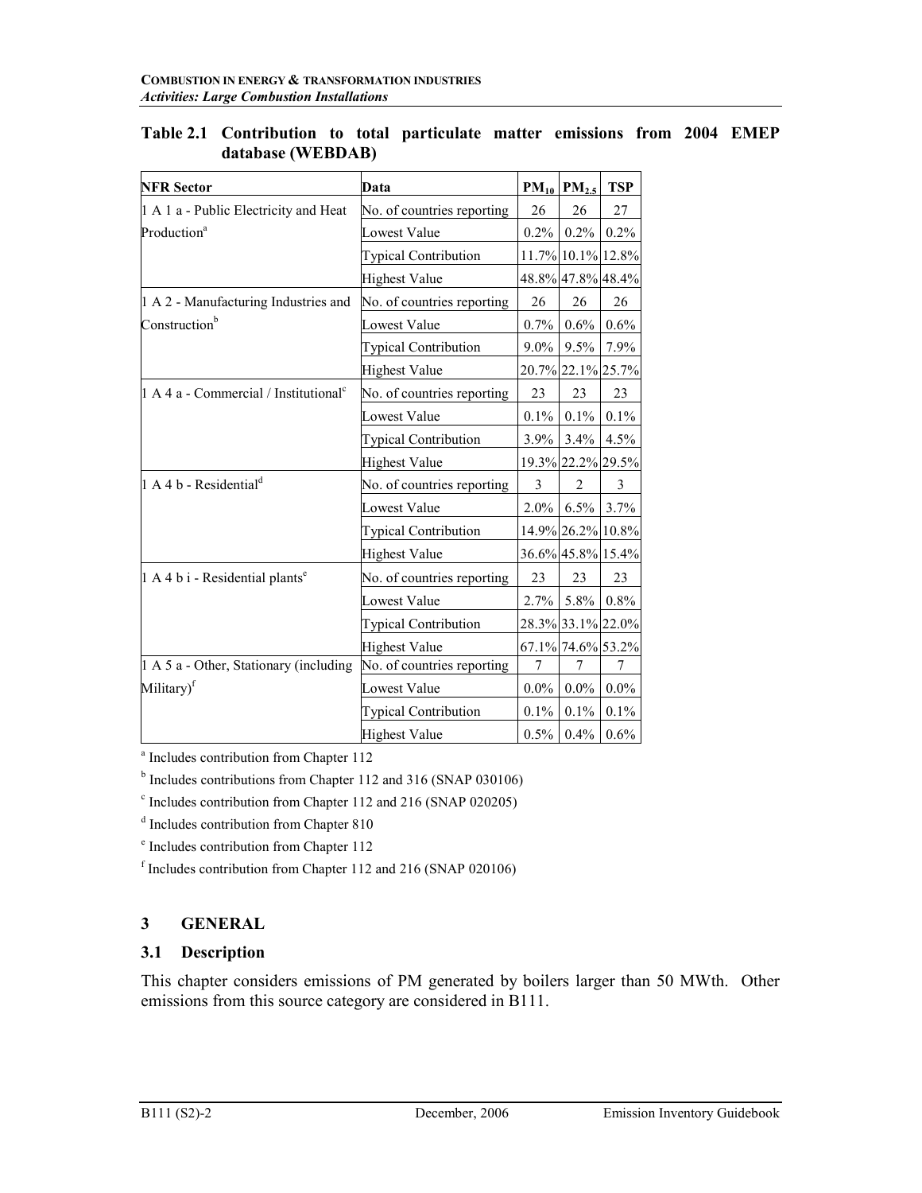**Table 2.1 Contribution to total particulate matter emissions from 2004 EMEP database (WEBDAB)**

| NFR Sector | Data | $PM_{10}$ | $PM_{2.5}$ | TSP |
|---|---|---|---|---|
| 1 A 1 a - Public Electricity and Heat Production[a] | No. of countries reporting | 26 | 26 | 27 |
| | Lowest Value | 0.2% | 0.2% | 0.2% |
| | Typical Contribution | 11.7% | 10.1% | 12.8% |
| | Highest Value | 48.8% | 47.8% | 48.4% |
| 1 A 2 - Manufacturing Industries and Construction[b] | No. of countries reporting | 26 | 26 | 26 |
| | Lowest Value | 0.7% | 0.6% | 0.6% |
| | Typical Contribution | 9.0% | 9.5% | 7.9% |
| | Highest Value | 20.7% | 22.1% | 25.7% |
| 1 A 4 a - Commercial / Institutional[c] | No. of countries reporting | 23 | 23 | 23 |
| | Lowest Value | 0.1% | 0.1% | 0.1% |
| | Typical Contribution | 3.9% | 3.4% | 4.5% |
| | Highest Value | 19.3% | 22.2% | 29.5% |
| 1 A 4 b - Residential[d] | No. of countries reporting | 3 | 2 | 3 |
| | Lowest Value | 2.0% | 6.5% | 3.7% |
| | Typical Contribution | 14.9% | 26.2% | 10.8% |
| | Highest Value | 36.6% | 45.8% | 15.4% |
| 1 A 4 b i - Residential plants[e] | No. of countries reporting | 23 | 23 | 23 |
| | Lowest Value | 2.7% | 5.8% | 0.8% |
| | Typical Contribution | 28.3% | 33.1% | 22.0% |
| | Highest Value | 67.1% | 74.6% | 53.2% |
| 1 A 5 a - Other, Stationary (including Military)[f] | No. of countries reporting | 7 | 7 | 7 |
| | Lowest Value | 0.0% | 0.0% | 0.0% |
| | Typical Contribution | 0.1% | 0.1% | 0.1% |
| | Highest Value | 0.5% | 0.4% | 0.6% |

[a] Includes contribution from Chapter 112

[b] Includes contributions from Chapter 112 and 316 (SNAP 030106)

[c] Includes contribution from Chapter 112 and 216 (SNAP 020205)

[d] Includes contribution from Chapter 810

[e] Includes contribution from Chapter 112

[f] Includes contribution from Chapter 112 and 216 (SNAP 020106)

## 3 GENERAL

### 3.1 Description

This chapter considers emissions of PM generated by boilers larger than 50 MWth. Other emissions from this source category are considered in B111.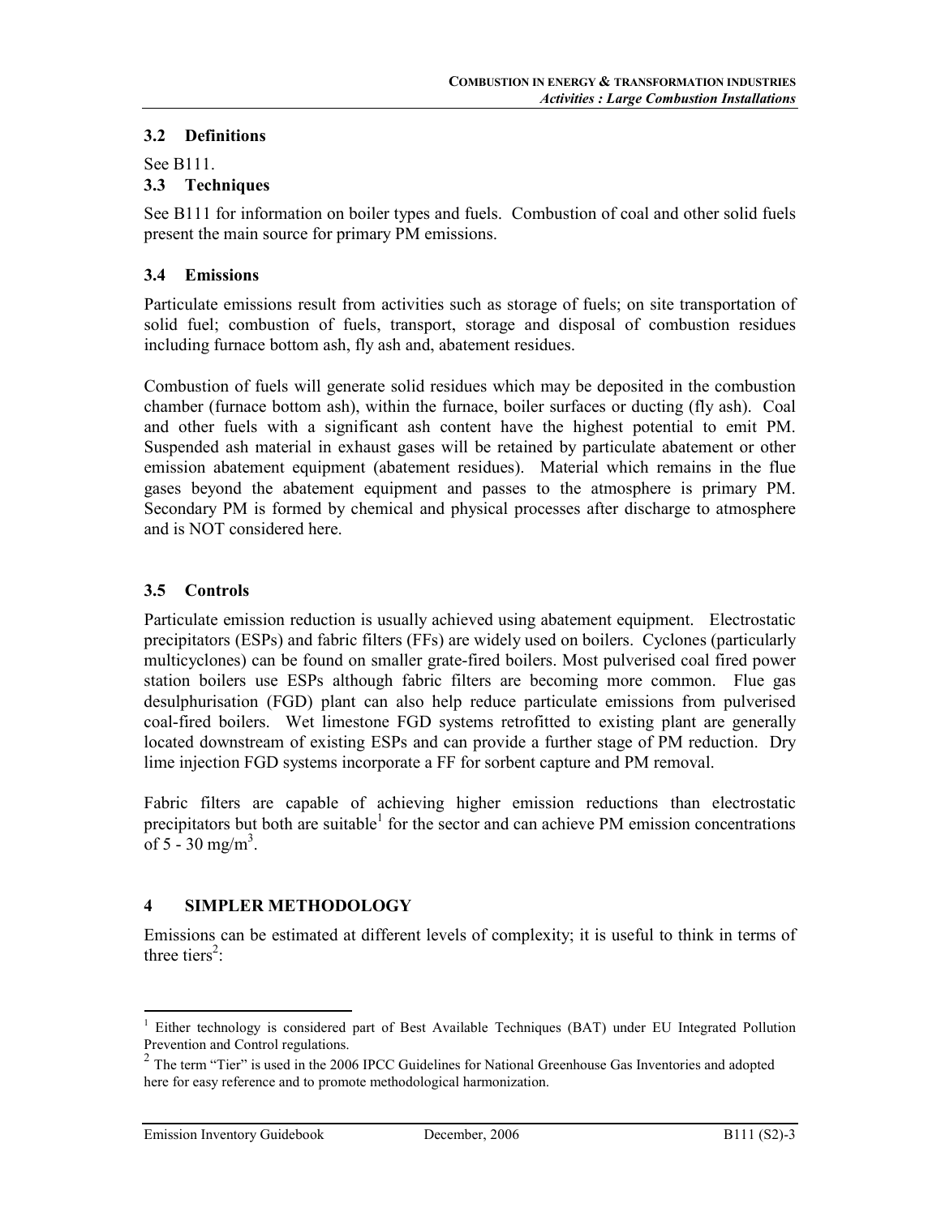### 3.2 Definitions

See B111.

### 3.3 Techniques

See B111 for information on boiler types and fuels. Combustion of coal and other solid fuels present the main source for primary PM emissions.

### 3.4 Emissions

Particulate emissions result from activities such as storage of fuels; on site transportation of solid fuel; combustion of fuels, transport, storage and disposal of combustion residues including furnace bottom ash, fly ash and, abatement residues.

Combustion of fuels will generate solid residues which may be deposited in the combustion chamber (furnace bottom ash), within the furnace, boiler surfaces or ducting (fly ash). Coal and other fuels with a significant ash content have the highest potential to emit PM. Suspended ash material in exhaust gases will be retained by particulate abatement or other emission abatement equipment (abatement residues). Material which remains in the flue gases beyond the abatement equipment and passes to the atmosphere is primary PM. Secondary PM is formed by chemical and physical processes after discharge to atmosphere and is NOT considered here.

### 3.5 Controls

Particulate emission reduction is usually achieved using abatement equipment. Electrostatic precipitators (ESPs) and fabric filters (FFs) are widely used on boilers. Cyclones (particularly multicyclones) can be found on smaller grate-fired boilers. Most pulverised coal fired power station boilers use ESPs although fabric filters are becoming more common. Flue gas desulphurisation (FGD) plant can also help reduce particulate emissions from pulverised coal-fired boilers. Wet limestone FGD systems retrofitted to existing plant are generally located downstream of existing ESPs and can provide a further stage of PM reduction. Dry lime injection FGD systems incorporate a FF for sorbent capture and PM removal.

Fabric filters are capable of achieving higher emission reductions than electrostatic precipitators but both are suitable[1] for the sector and can achieve PM emission concentrations of 5 - 30 $mg/m^3$.

## 4 SIMPLER METHODOLOGY

Emissions can be estimated at different levels of complexity; it is useful to think in terms of three tiers[2]:

---

[1] Either technology is considered part of Best Available Techniques (BAT) under EU Integrated Pollution Prevention and Control regulations.

[2] The term "Tier" is used in the 2006 IPCC Guidelines for National Greenhouse Gas Inventories and adopted here for easy reference and to promote methodological harmonization.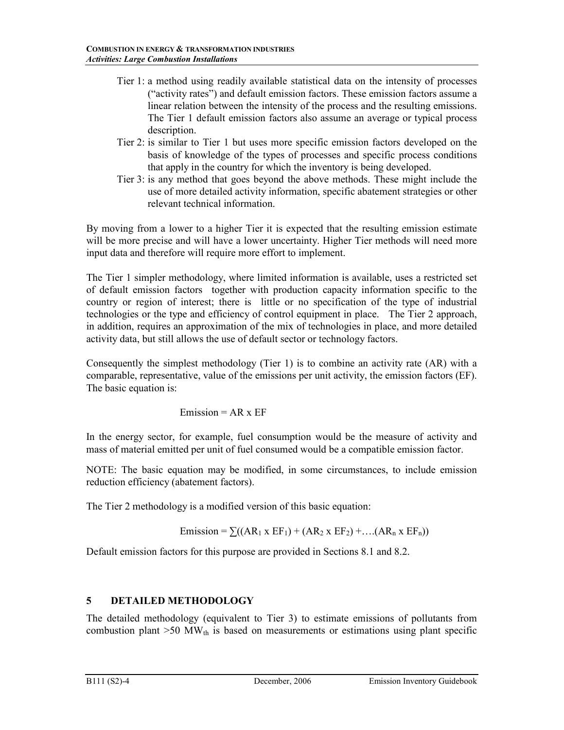Tier 1: a method using readily available statistical data on the intensity of processes ("activity rates") and default emission factors. These emission factors assume a linear relation between the intensity of the process and the resulting emissions. The Tier 1 default emission factors also assume an average or typical process description.

Tier 2: is similar to Tier 1 but uses more specific emission factors developed on the basis of knowledge of the types of processes and specific process conditions that apply in the country for which the inventory is being developed.

Tier 3: is any method that goes beyond the above methods. These might include the use of more detailed activity information, specific abatement strategies or other relevant technical information.

By moving from a lower to a higher Tier it is expected that the resulting emission estimate will be more precise and will have a lower uncertainty. Higher Tier methods will need more input data and therefore will require more effort to implement.

The Tier 1 simpler methodology, where limited information is available, uses a restricted set of default emission factors together with production capacity information specific to the country or region of interest; there is little or no specification of the type of industrial technologies or the type and efficiency of control equipment in place. The Tier 2 approach, in addition, requires an approximation of the mix of technologies in place, and more detailed activity data, but still allows the use of default sector or technology factors.

Consequently the simplest methodology (Tier 1) is to combine an activity rate (AR) with a comparable, representative, value of the emissions per unit activity, the emission factors (EF). The basic equation is:

$$\text{Emission} = \text{AR} \times \text{EF}$$

In the energy sector, for example, fuel consumption would be the measure of activity and mass of material emitted per unit of fuel consumed would be a compatible emission factor.

NOTE: The basic equation may be modified, in some circumstances, to include emission reduction efficiency (abatement factors).

The Tier 2 methodology is a modified version of this basic equation:

$$\text{Emission} = \sum((\text{AR}_1 \times \text{EF}_1) + (\text{AR}_2 \times \text{EF}_2) + \ldots(\text{AR}_n \times \text{EF}_n))$$

Default emission factors for this purpose are provided in Sections 8.1 and 8.2.

## 5 DETAILED METHODOLOGY

The detailed methodology (equivalent to Tier 3) to estimate emissions of pollutants from combustion plant $>50\ \text{MW}_{th}$ is based on measurements or estimations using plant specific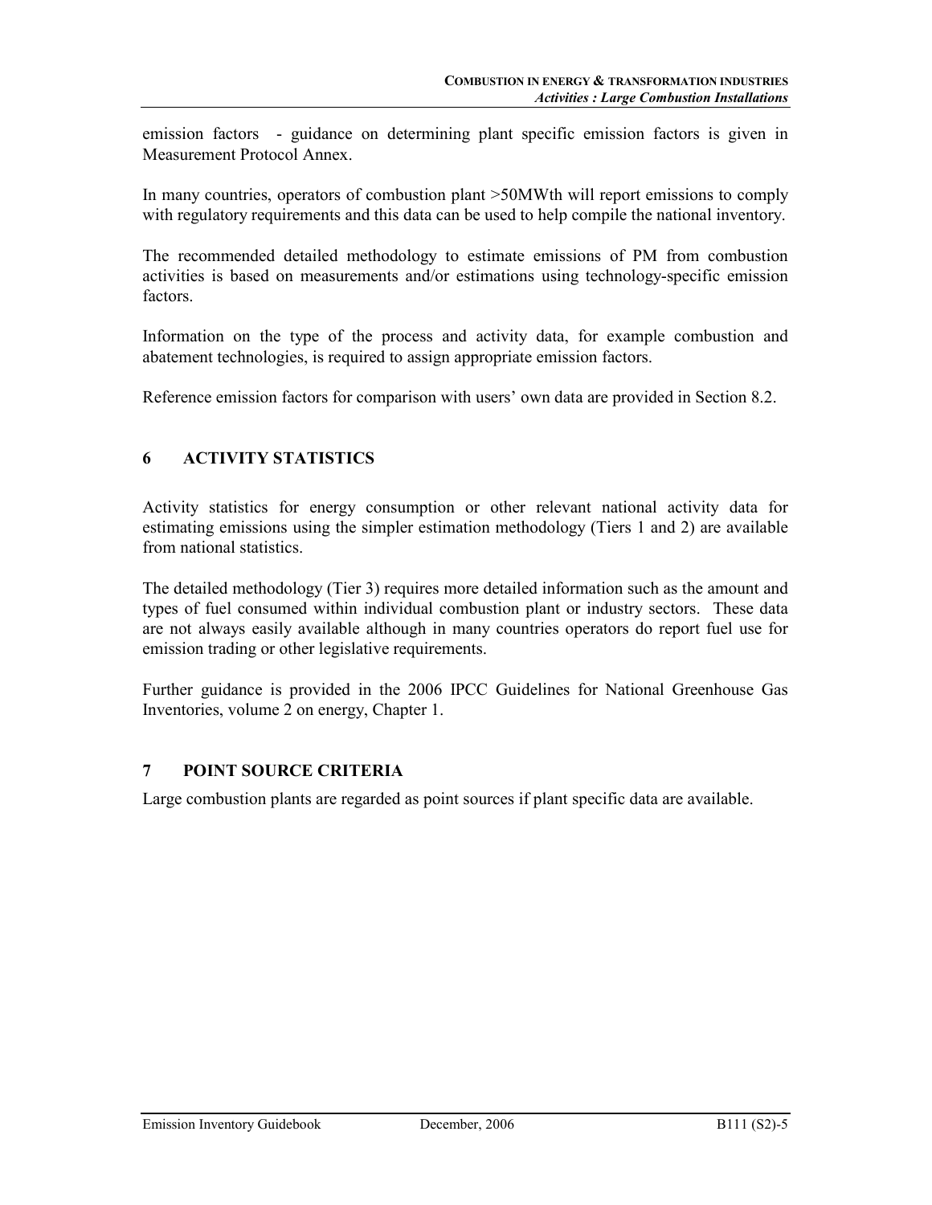emission factors - guidance on determining plant specific emission factors is given in Measurement Protocol Annex.

In many countries, operators of combustion plant >50MWth will report emissions to comply with regulatory requirements and this data can be used to help compile the national inventory.

The recommended detailed methodology to estimate emissions of PM from combustion activities is based on measurements and/or estimations using technology-specific emission factors.

Information on the type of the process and activity data, for example combustion and abatement technologies, is required to assign appropriate emission factors.

Reference emission factors for comparison with users' own data are provided in Section 8.2.

## 6 ACTIVITY STATISTICS

Activity statistics for energy consumption or other relevant national activity data for estimating emissions using the simpler estimation methodology (Tiers 1 and 2) are available from national statistics.

The detailed methodology (Tier 3) requires more detailed information such as the amount and types of fuel consumed within individual combustion plant or industry sectors. These data are not always easily available although in many countries operators do report fuel use for emission trading or other legislative requirements.

Further guidance is provided in the 2006 IPCC Guidelines for National Greenhouse Gas Inventories, volume 2 on energy, Chapter 1.

## 7 POINT SOURCE CRITERIA

Large combustion plants are regarded as point sources if plant specific data are available.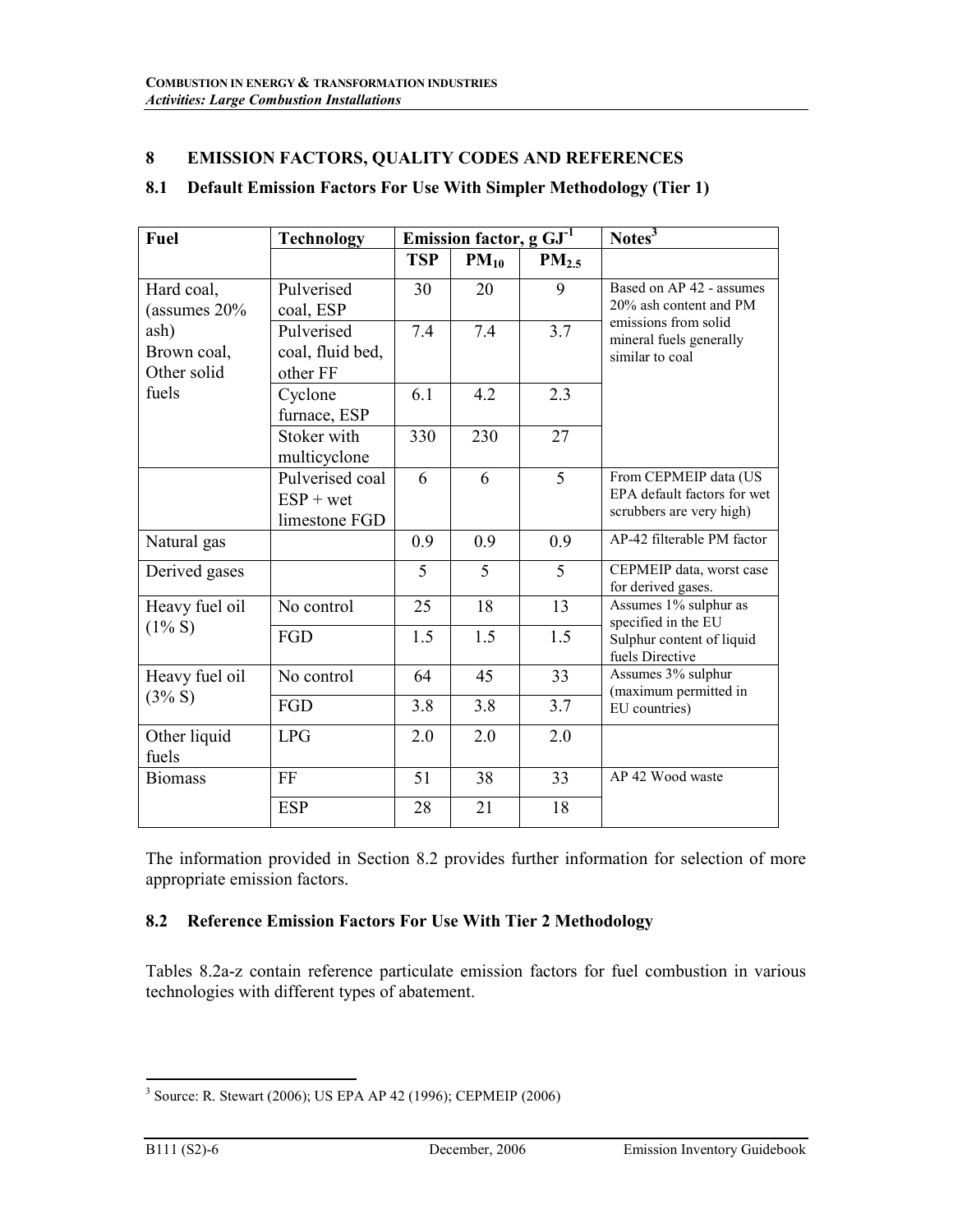## 8 EMISSION FACTORS, QUALITY CODES AND REFERENCES

### 8.1 Default Emission Factors For Use With Simpler Methodology (Tier 1)

| Fuel | Technology | Emission factor, g $GJ^{-1}$ | | | Notes[3] |
|---|---|---|---|---|---|
| | | TSP | $PM_{10}$ | $PM_{2.5}$ | |
| Hard coal, (assumes 20% ash) Brown coal, Other solid fuels | Pulverised coal, ESP | 30 | 20 | 9 | Based on AP 42 - assumes 20% ash content and PM emissions from solid mineral fuels generally similar to coal |
| | Pulverised coal, fluid bed, other FF | 7.4 | 7.4 | 3.7 | |
| | Cyclone furnace, ESP | 6.1 | 4.2 | 2.3 | |
| | Stoker with multicyclone | 330 | 230 | 27 | |
| | Pulverised coal ESP + wet limestone FGD | 6 | 6 | 5 | From CEPMEIP data (US EPA default factors for wet scrubbers are very high) |
| Natural gas | | 0.9 | 0.9 | 0.9 | AP-42 filterable PM factor |
| Derived gases | | 5 | 5 | 5 | CEPMEIP data, worst case for derived gases. |
| Heavy fuel oil (1% S) | No control | 25 | 18 | 13 | Assumes 1% sulphur as specified in the EU Sulphur content of liquid fuels Directive |
| | FGD | 1.5 | 1.5 | 1.5 | |
| Heavy fuel oil (3% S) | No control | 64 | 45 | 33 | Assumes 3% sulphur (maximum permitted in EU countries) |
| | FGD | 3.8 | 3.8 | 3.7 | |
| Other liquid fuels | LPG | 2.0 | 2.0 | 2.0 | |
| Biomass | FF | 51 | 38 | 33 | AP 42 Wood waste |
| | ESP | 28 | 21 | 18 | |

The information provided in Section 8.2 provides further information for selection of more appropriate emission factors.

### 8.2 Reference Emission Factors For Use With Tier 2 Methodology

Tables 8.2a-z contain reference particulate emission factors for fuel combustion in various technologies with different types of abatement.

[3] Source: R. Stewart (2006); US EPA AP 42 (1996); CEPMEIP (2006)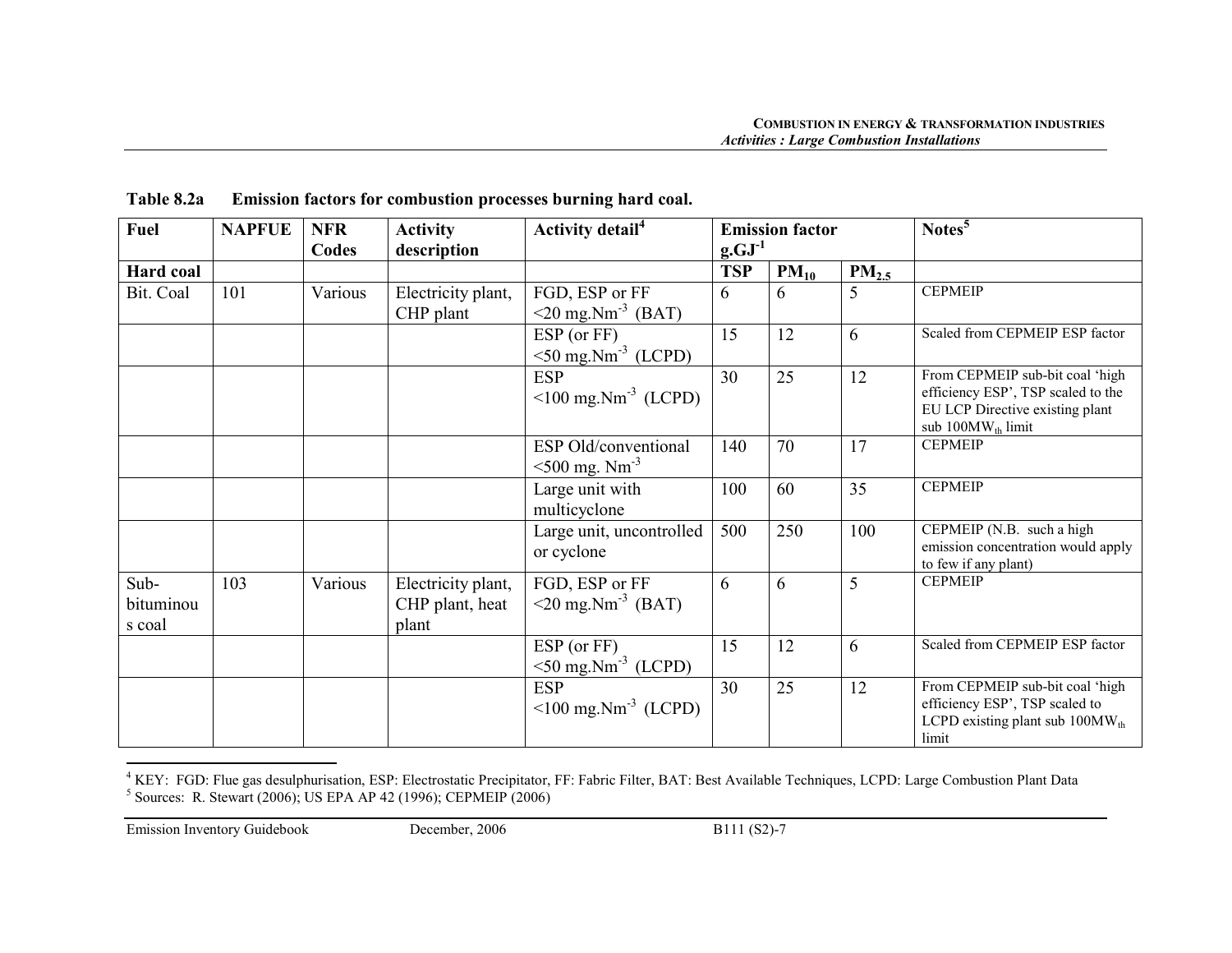**Table 8.2a Emission factors for combustion processes burning hard coal.**

| Fuel | NAPFUE | NFR Codes | Activity description | Activity detail[4] | Emission factor $g.GJ^{-1}$ | | | Notes[5] |
|---|---|---|---|---|---|---|---|---|
| **Hard coal** | | | | | **TSP** | **$PM_{10}$** | **$PM_{2.5}$** | |
| Bit. Coal | 101 | Various | Electricity plant, CHP plant | FGD, ESP or FF <20 $mg.Nm^{-3}$ (BAT) | 6 | 6 | 5 | CEPMEIP |
| | | | | ESP (or FF) <50 $mg.Nm^{-3}$ (LCPD) | 15 | 12 | 6 | Scaled from CEPMEIP ESP factor |
| | | | | ESP <100 $mg.Nm^{-3}$ (LCPD) | 30 | 25 | 12 | From CEPMEIP sub-bit coal 'high efficiency ESP', TSP scaled to the EU LCP Directive existing plant sub $100MW_{th}$ limit |
| | | | | ESP Old/conventional <500 mg. $Nm^{-3}$ | 140 | 70 | 17 | CEPMEIP |
| | | | | Large unit with multicyclone | 100 | 60 | 35 | CEPMEIP |
| | | | | Large unit, uncontrolled or cyclone | 500 | 250 | 100 | CEPMEIP (N.B. such a high emission concentration would apply to few if any plant) |
| Sub-bituminous coal | 103 | Various | Electricity plant, CHP plant, heat plant | FGD, ESP or FF <20 $mg.Nm^{-3}$ (BAT) | 6 | 6 | 5 | CEPMEIP |
| | | | | ESP (or FF) <50 $mg.Nm^{-3}$ (LCPD) | 15 | 12 | 6 | Scaled from CEPMEIP ESP factor |
| | | | | ESP <100 $mg.Nm^{-3}$ (LCPD) | 30 | 25 | 12 | From CEPMEIP sub-bit coal 'high efficiency ESP', TSP scaled to LCPD existing plant sub $100MW_{th}$ limit |

[4] KEY: FGD: Flue gas desulphurisation, ESP: Electrostatic Precipitator, FF: Fabric Filter, BAT: Best Available Techniques, LCPD: Large Combustion Plant Data

[5] Sources: R. Stewart (2006); US EPA AP 42 (1996); CEPMEIP (2006)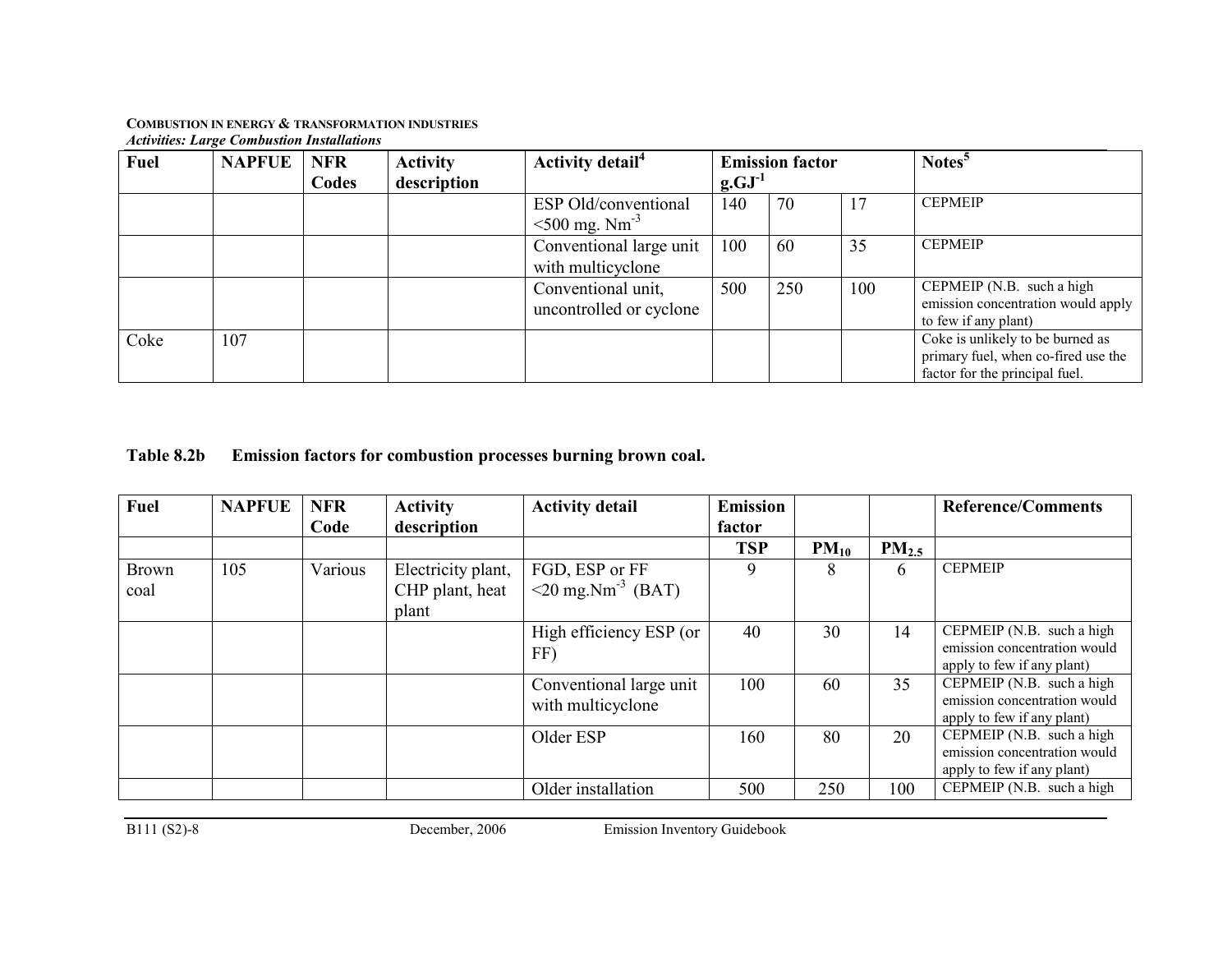**COMBUSTION IN ENERGY & TRANSFORMATION INDUSTRIES**
*Activities: Large Combustion Installations*

| Fuel | NAPFUE | NFR Codes | Activity description | Activity detail[4] | Emission factor $g.GJ^{-1}$ | | | Notes[5] |
|---|---|---|---|---|---|---|---|---|
| | | | | ESP Old/conventional <500 mg. $Nm^{-3}$ | 140 | 70 | 17 | CEPMEIP |
| | | | | Conventional large unit with multicyclone | 100 | 60 | 35 | CEPMEIP |
| | | | | Conventional unit, uncontrolled or cyclone | 500 | 250 | 100 | CEPMEIP (N.B. such a high emission concentration would apply to few if any plant) |
| Coke | 107 | | | | | | | Coke is unlikely to be burned as primary fuel, when co-fired use the factor for the principal fuel. |

**Table 8.2b Emission factors for combustion processes burning brown coal.**

| Fuel | NAPFUE | NFR Code | Activity description | Activity detail | Emission factor | | | Reference/Comments |
|---|---|---|---|---|---|---|---|---|
| | | | | | TSP | $PM_{10}$ | $PM_{2.5}$ | |
| Brown coal | 105 | Various | Electricity plant, CHP plant, heat plant | FGD, ESP or FF <20 $mg.Nm^{-3}$ (BAT) | 9 | 8 | 6 | CEPMEIP |
| | | | | High efficiency ESP (or FF) | 40 | 30 | 14 | CEPMEIP (N.B. such a high emission concentration would apply to few if any plant) |
| | | | | Conventional large unit with multicyclone | 100 | 60 | 35 | CEPMEIP (N.B. such a high emission concentration would apply to few if any plant) |
| | | | | Older ESP | 160 | 80 | 20 | CEPMEIP (N.B. such a high emission concentration would apply to few if any plant) |
| | | | | Older installation | 500 | 250 | 100 | CEPMEIP (N.B. such a high |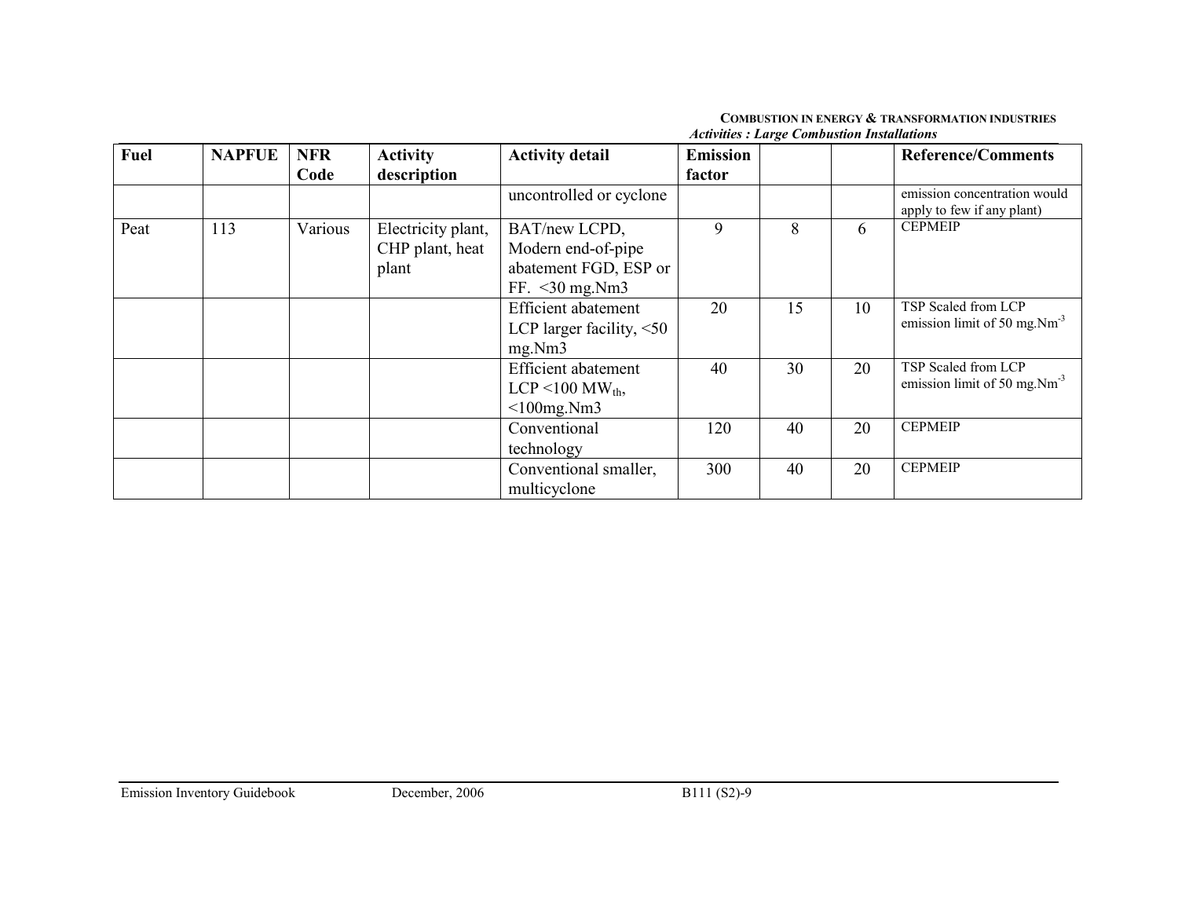| Fuel | NAPFUE | NFR Code | Activity description | Activity detail | Emission factor | | | Reference/Comments |
|---|---|---|---|---|---|---|---|---|
| | | | | uncontrolled or cyclone | | | | emission concentration would apply to few if any plant) |
| Peat | 113 | Various | Electricity plant, CHP plant, heat plant | BAT/new LCPD, Modern end-of-pipe abatement FGD, ESP or FF. <30 mg.Nm3 | 9 | 8 | 6 | CEPMEIP |
| | | | | Efficient abatement LCP larger facility, <50 mg.Nm3 | 20 | 15 | 10 | TSP Scaled from LCP emission limit of 50 mg.$Nm^{-3}$ |
| | | | | Efficient abatement LCP <100 $MW_{th}$, <100mg.Nm3 | 40 | 30 | 20 | TSP Scaled from LCP emission limit of 50 mg.$Nm^{-3}$ |
| | | | | Conventional technology | 120 | 40 | 20 | CEPMEIP |
| | | | | Conventional smaller, multicyclone | 300 | 40 | 20 | CEPMEIP |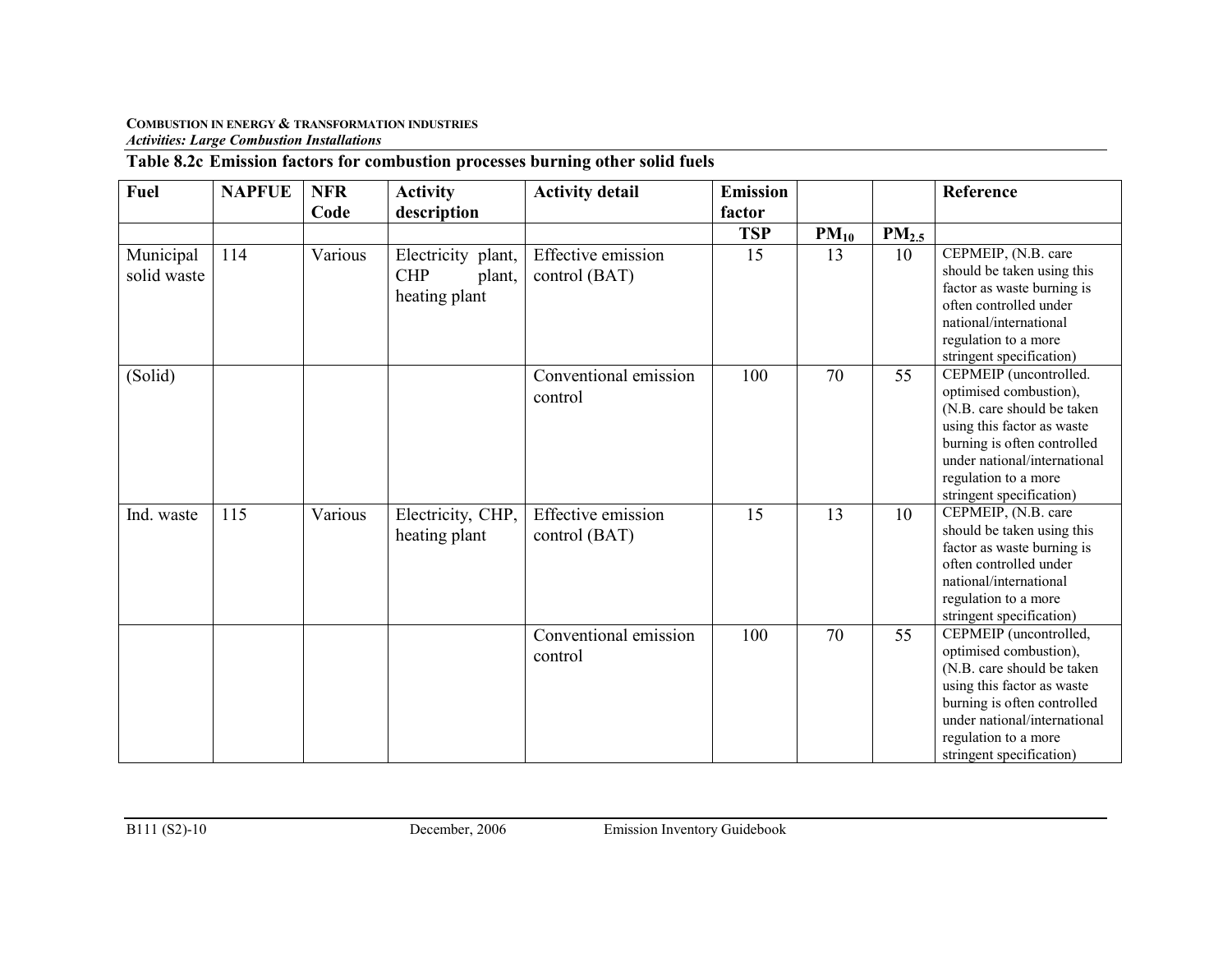**Table 8.2c Emission factors for combustion processes burning other solid fuels**

| Fuel | NAPFUE | NFR Code | Activity description | Activity detail | Emission factor | | | Reference |
|---|---|---|---|---|---|---|---|---|
| | | | | | TSP | $PM_{10}$ | $PM_{2.5}$ | |
| Municipal solid waste | 114 | Various | Electricity plant, CHP plant, heating plant | Effective emission control (BAT) | 15 | 13 | 10 | CEPMEIP, (N.B. care should be taken using this factor as waste burning is often controlled under national/international regulation to a more stringent specification) |
| (Solid) | | | | Conventional emission control | 100 | 70 | 55 | CEPMEIP (uncontrolled. optimised combustion), (N.B. care should be taken using this factor as waste burning is often controlled under national/international regulation to a more stringent specification) |
| Ind. waste | 115 | Various | Electricity, CHP, heating plant | Effective emission control (BAT) | 15 | 13 | 10 | CEPMEIP, (N.B. care should be taken using this factor as waste burning is often controlled under national/international regulation to a more stringent specification) |
| | | | | Conventional emission control | 100 | 70 | 55 | CEPMEIP (uncontrolled, optimised combustion), (N.B. care should be taken using this factor as waste burning is often controlled under national/international regulation to a more stringent specification) |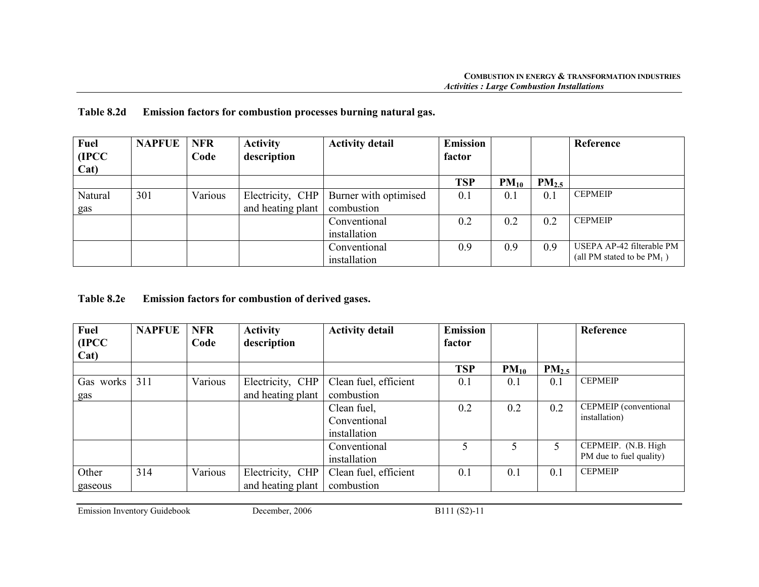**Table 8.2d Emission factors for combustion processes burning natural gas.**

| Fuel (IPCC Cat) | NAPFUE | NFR Code | Activity description | Activity detail | Emission factor | | | Reference |
|---|---|---|---|---|---|---|---|---|
| | | | | | **TSP** | **$PM_{10}$** | **$PM_{2.5}$** | |
| Natural gas | 301 | Various | Electricity, CHP and heating plant | Burner with optimised combustion | 0.1 | 0.1 | 0.1 | CEPMEIP |
| | | | | Conventional installation | 0.2 | 0.2 | 0.2 | CEPMEIP |
| | | | | Conventional installation | 0.9 | 0.9 | 0.9 | USEPA AP-42 filterable PM (all PM stated to be $PM_1$ ) |

**Table 8.2e Emission factors for combustion of derived gases.**

| Fuel (IPCC Cat) | NAPFUE | NFR Code | Activity description | Activity detail | Emission factor | | | Reference |
|---|---|---|---|---|---|---|---|---|
| | | | | | **TSP** | **$PM_{10}$** | **$PM_{2.5}$** | |
| Gas works gas | 311 | Various | Electricity, CHP and heating plant | Clean fuel, efficient combustion | 0.1 | 0.1 | 0.1 | CEPMEIP |
| | | | | Clean fuel, Conventional installation | 0.2 | 0.2 | 0.2 | CEPMEIP (conventional installation) |
| | | | | Conventional installation | 5 | 5 | 5 | CEPMEIP. (N.B. High PM due to fuel quality) |
| Other gaseous | 314 | Various | Electricity, CHP and heating plant | Clean fuel, efficient combustion | 0.1 | 0.1 | 0.1 | CEPMEIP |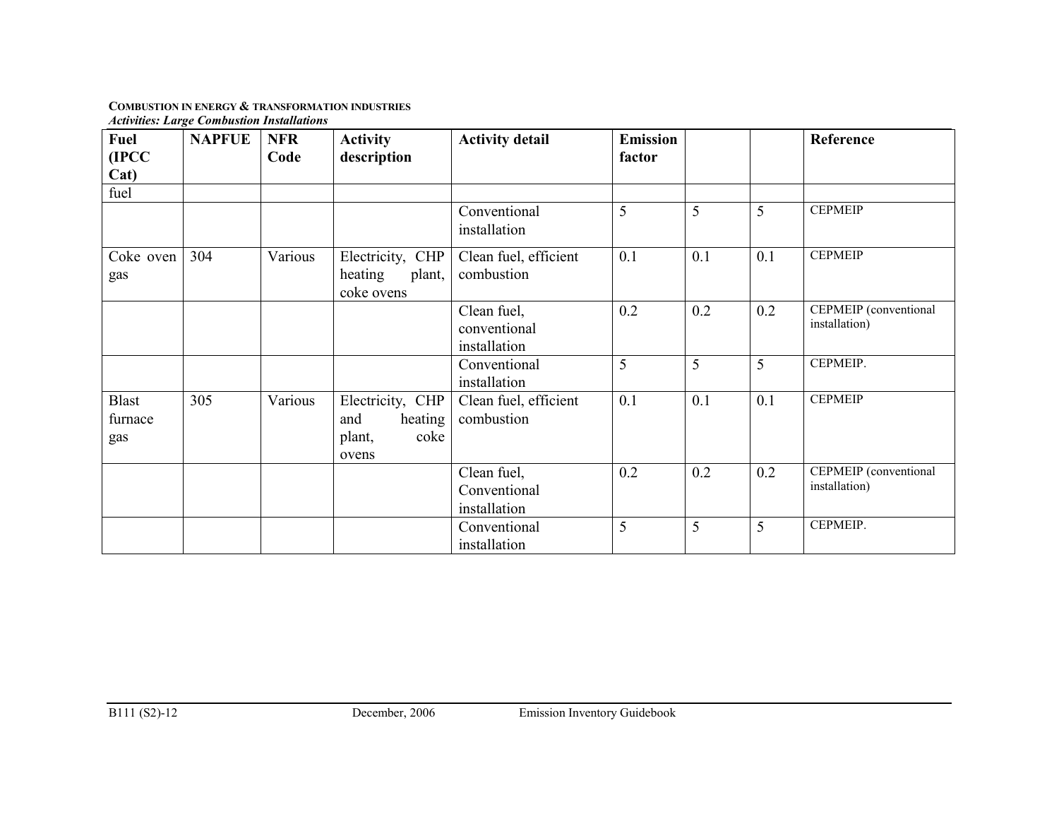**COMBUSTION IN ENERGY & TRANSFORMATION INDUSTRIES**
*Activities: Large Combustion Installations*

| Fuel (IPCC Cat) | NAPFUE | NFR Code | Activity description | Activity detail | Emission factor | | | Reference |
|---|---|---|---|---|---|---|---|---|
| fuel | | | | | | | | |
| | | | | Conventional installation | 5 | 5 | 5 | CEPMEIP |
| Coke oven gas | 304 | Various | Electricity, CHP heating plant, coke ovens | Clean fuel, efficient combustion | 0.1 | 0.1 | 0.1 | CEPMEIP |
| | | | | Clean fuel, conventional installation | 0.2 | 0.2 | 0.2 | CEPMEIP (conventional installation) |
| | | | | Conventional installation | 5 | 5 | 5 | CEPMEIP. |
| Blast furnace gas | 305 | Various | Electricity, CHP and heating plant, coke ovens | Clean fuel, efficient combustion | 0.1 | 0.1 | 0.1 | CEPMEIP |
| | | | | Clean fuel, Conventional installation | 0.2 | 0.2 | 0.2 | CEPMEIP (conventional installation) |
| | | | | Conventional installation | 5 | 5 | 5 | CEPMEIP. |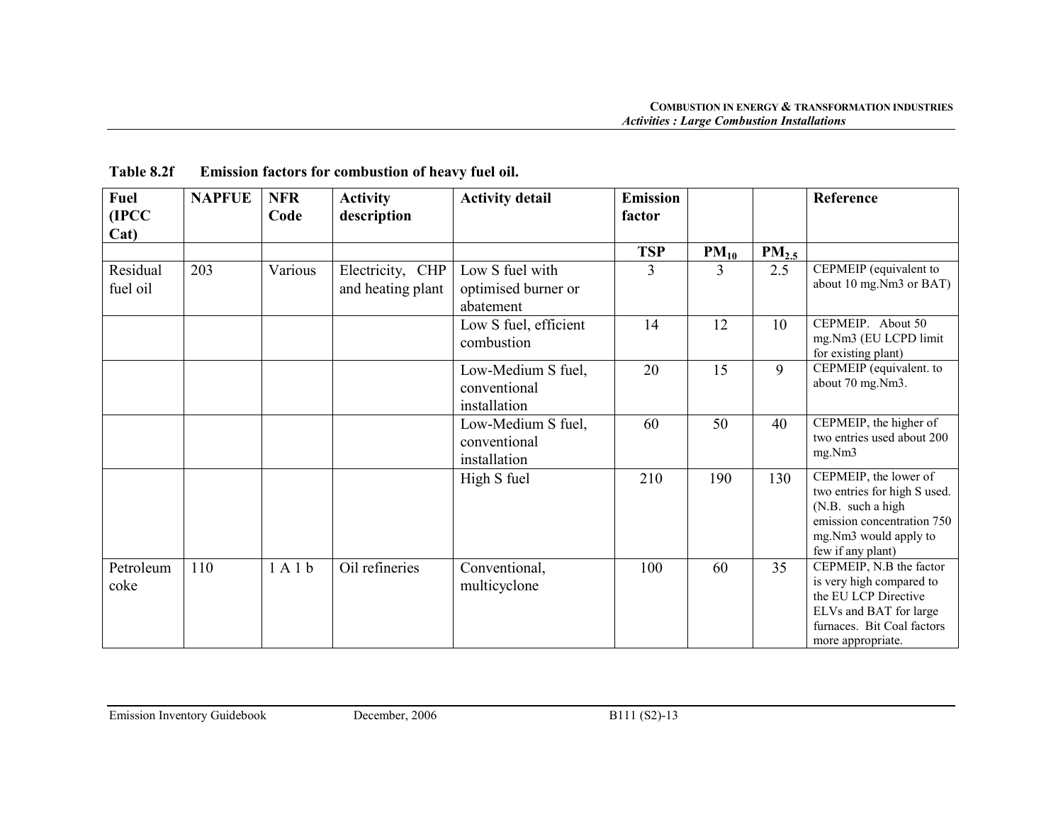**Table 8.2f Emission factors for combustion of heavy fuel oil.**

| Fuel (IPCC Cat) | NAPFUE | NFR Code | Activity description | Activity detail | Emission factor | | | Reference |
|---|---|---|---|---|---|---|---|---|
| | | | | | TSP | $PM_{10}$ | $PM_{2.5}$ | |
| Residual fuel oil | 203 | Various | Electricity, CHP and heating plant | Low S fuel with optimised burner or abatement | 3 | 3 | 2.5 | CEPMEIP (equivalent to about 10 mg.Nm3 or BAT) |
| | | | | Low S fuel, efficient combustion | 14 | 12 | 10 | CEPMEIP. About 50 mg.Nm3 (EU LCPD limit for existing plant) |
| | | | | Low-Medium S fuel, conventional installation | 20 | 15 | 9 | CEPMEIP (equivalent. to about 70 mg.Nm3. |
| | | | | Low-Medium S fuel, conventional installation | 60 | 50 | 40 | CEPMEIP, the higher of two entries used about 200 mg.Nm3 |
| | | | | High S fuel | 210 | 190 | 130 | CEPMEIP, the lower of two entries for high S used. (N.B. such a high emission concentration 750 mg.Nm3 would apply to few if any plant) |
| Petroleum coke | 110 | 1 A 1 b | Oil refineries | Conventional, multicyclone | 100 | 60 | 35 | CEPMEIP, N.B the factor is very high compared to the EU LCP Directive ELVs and BAT for large furnaces. Bit Coal factors more appropriate. |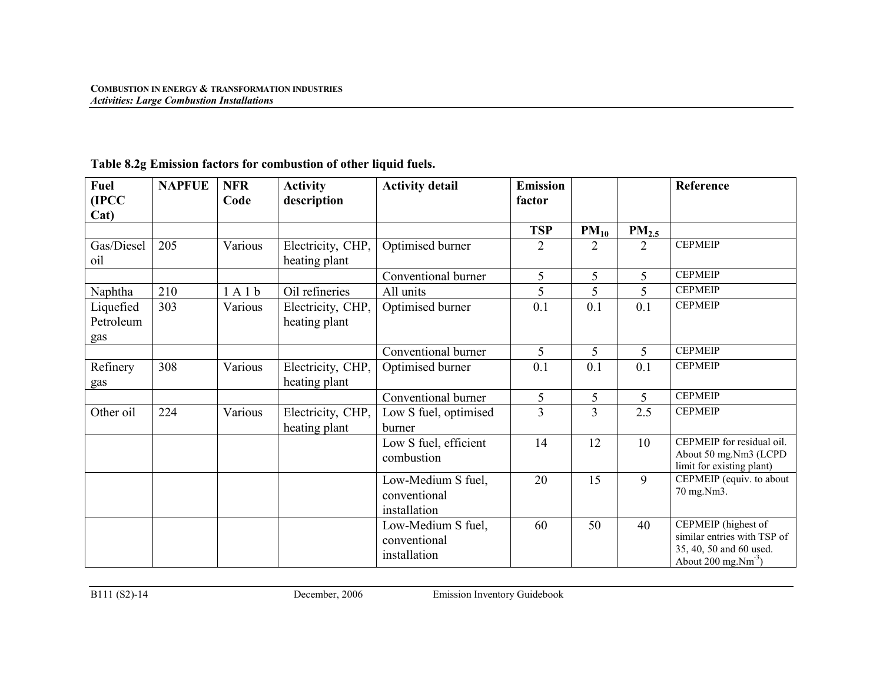**Table 8.2g Emission factors for combustion of other liquid fuels.**

| Fuel (IPCC Cat) | NAPFUE | NFR Code | Activity description | Activity detail | Emission factor | | | Reference |
|---|---|---|---|---|---|---|---|---|
| | | | | | TSP | $PM_{10}$ | $PM_{2.5}$ | |
| Gas/Diesel oil | 205 | Various | Electricity, CHP, heating plant | Optimised burner | 2 | 2 | 2 | CEPMEIP |
| | | | | Conventional burner | 5 | 5 | 5 | CEPMEIP |
| Naphtha | 210 | 1 A 1 b | Oil refineries | All units | 5 | 5 | 5 | CEPMEIP |
| Liquefied Petroleum gas | 303 | Various | Electricity, CHP, heating plant | Optimised burner | 0.1 | 0.1 | 0.1 | CEPMEIP |
| | | | | Conventional burner | 5 | 5 | 5 | CEPMEIP |
| Refinery gas | 308 | Various | Electricity, CHP, heating plant | Optimised burner | 0.1 | 0.1 | 0.1 | CEPMEIP |
| | | | | Conventional burner | 5 | 5 | 5 | CEPMEIP |
| Other oil | 224 | Various | Electricity, CHP, heating plant | Low S fuel, optimised burner | 3 | 3 | 2.5 | CEPMEIP |
| | | | | Low S fuel, efficient combustion | 14 | 12 | 10 | CEPMEIP for residual oil. About 50 mg.Nm3 (LCPD limit for existing plant) |
| | | | | Low-Medium S fuel, conventional installation | 20 | 15 | 9 | CEPMEIP (equiv. to about 70 mg.Nm3. |
| | | | | Low-Medium S fuel, conventional installation | 60 | 50 | 40 | CEPMEIP (highest of similar entries with TSP of 35, 40, 50 and 60 used. About 200 $mg.Nm^{-3}$) |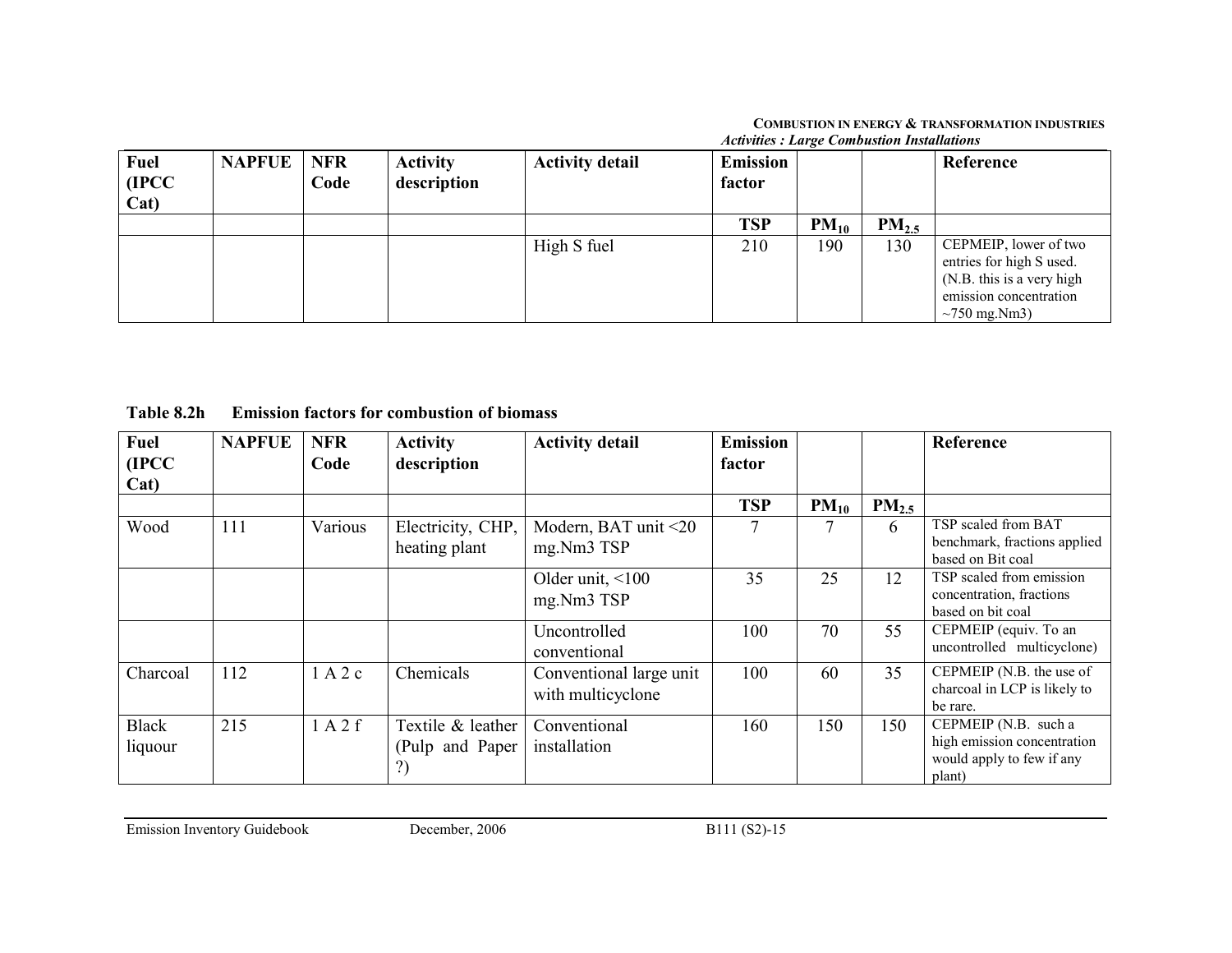| Fuel (IPCC Cat) | NAPFUE | NFR Code | Activity description | Activity detail | Emission factor | | | Reference |
|---|---|---|---|---|---|---|---|---|
| | | | | | TSP | $PM_{10}$ | $PM_{2.5}$ | |
| | | | | High S fuel | 210 | 190 | 130 | CEPMEIP, lower of two entries for high S used. (N.B. this is a very high emission concentration ~750 mg.Nm3) |

**Table 8.2h Emission factors for combustion of biomass**

| Fuel (IPCC Cat) | NAPFUE | NFR Code | Activity description | Activity detail | Emission factor | | | Reference |
|---|---|---|---|---|---|---|---|---|
| | | | | | TSP | $PM_{10}$ | $PM_{2.5}$ | |
| Wood | 111 | Various | Electricity, CHP, heating plant | Modern, BAT unit <20 mg.Nm3 TSP | 7 | 7 | 6 | TSP scaled from BAT benchmark, fractions applied based on Bit coal |
| | | | | Older unit, <100 mg.Nm3 TSP | 35 | 25 | 12 | TSP scaled from emission concentration, fractions based on bit coal |
| | | | | Uncontrolled conventional | 100 | 70 | 55 | CEPMEIP (equiv. To an uncontrolled multicyclone) |
| Charcoal | 112 | 1 A 2 c | Chemicals | Conventional large unit with multicyclone | 100 | 60 | 35 | CEPMEIP (N.B. the use of charcoal in LCP is likely to be rare. |
| Black liquour | 215 | 1 A 2 f | Textile & leather (Pulp and Paper ?) | Conventional installation | 160 | 150 | 150 | CEPMEIP (N.B. such a high emission concentration would apply to few if any plant) |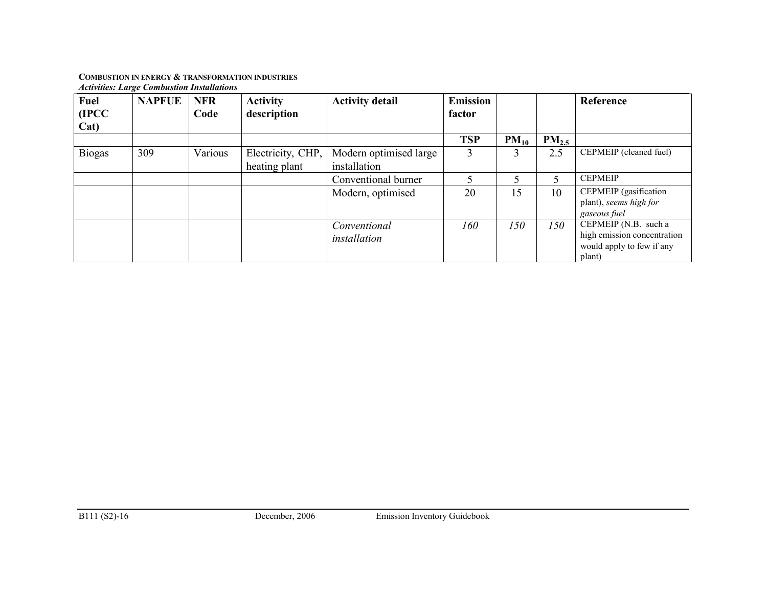**COMBUSTION IN ENERGY & TRANSFORMATION INDUSTRIES**
***Activities: Large Combustion Installations***

| **Fuel (IPCC Cat)** | **NAPFUE** | **NFR Code** | **Activity description** | **Activity detail** | **Emission factor** | | | **Reference** |
|---|---|---|---|---|---|---|---|---|
| | | | | | **TSP** | **$PM_{10}$** | **$PM_{2.5}$** | |
| Biogas | 309 | Various | Electricity, CHP, heating plant | Modern optimised large installation | 3 | 3 | 2.5 | CEPMEIP (cleaned fuel) |
| | | | | Conventional burner | 5 | 5 | 5 | CEPMEIP |
| | | | | Modern, optimised | 20 | 15 | 10 | CEPMEIP (gasification plant), *seems high for gaseous fuel* |
| | | | | *Conventional installation* | *160* | *150* | *150* | CEPMEIP (N.B. such a high emission concentration would apply to few if any plant) |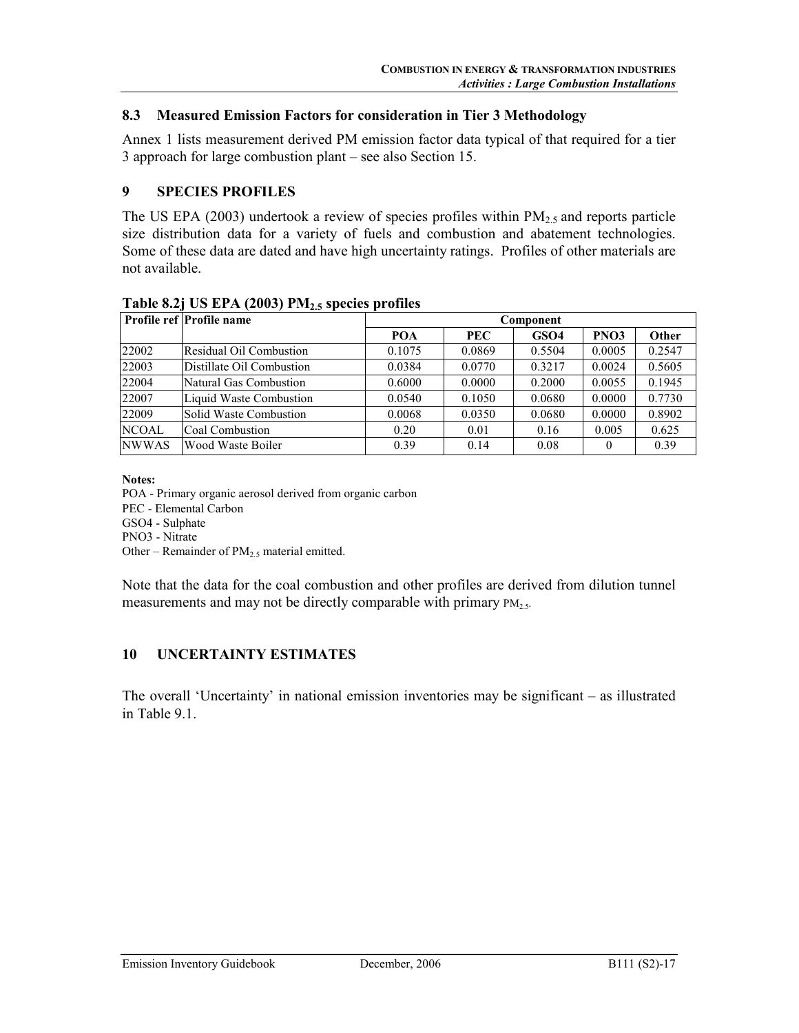### 8.3 Measured Emission Factors for consideration in Tier 3 Methodology

Annex 1 lists measurement derived PM emission factor data typical of that required for a tier 3 approach for large combustion plant – see also Section 15.

## 9 SPECIES PROFILES

The US EPA (2003) undertook a review of species profiles within $PM_{2.5}$ and reports particle size distribution data for a variety of fuels and combustion and abatement technologies. Some of these data are dated and have high uncertainty ratings. Profiles of other materials are not available.

**Table 8.2j US EPA (2003) $PM_{2.5}$ species profiles**

| Profile ref | Profile name | Component | | | | |
|---|---|---|---|---|---|---|
| | | **POA** | **PEC** | **GSO4** | **PNO3** | **Other** |
| 22002 | Residual Oil Combustion | 0.1075 | 0.0869 | 0.5504 | 0.0005 | 0.2547 |
| 22003 | Distillate Oil Combustion | 0.0384 | 0.0770 | 0.3217 | 0.0024 | 0.5605 |
| 22004 | Natural Gas Combustion | 0.6000 | 0.0000 | 0.2000 | 0.0055 | 0.1945 |
| 22007 | Liquid Waste Combustion | 0.0540 | 0.1050 | 0.0680 | 0.0000 | 0.7730 |
| 22009 | Solid Waste Combustion | 0.0068 | 0.0350 | 0.0680 | 0.0000 | 0.8902 |
| NCOAL | Coal Combustion | 0.20 | 0.01 | 0.16 | 0.005 | 0.625 |
| NWWAS | Wood Waste Boiler | 0.39 | 0.14 | 0.08 | 0 | 0.39 |

**Notes:**

POA - Primary organic aerosol derived from organic carbon

PEC - Elemental Carbon

GSO4 - Sulphate

PNO3 - Nitrate

Other – Remainder of $PM_{2.5}$ material emitted.

Note that the data for the coal combustion and other profiles are derived from dilution tunnel measurements and may not be directly comparable with primary $PM_{2.5}$.

## 10 UNCERTAINTY ESTIMATES

The overall 'Uncertainty' in national emission inventories may be significant – as illustrated in Table 9.1.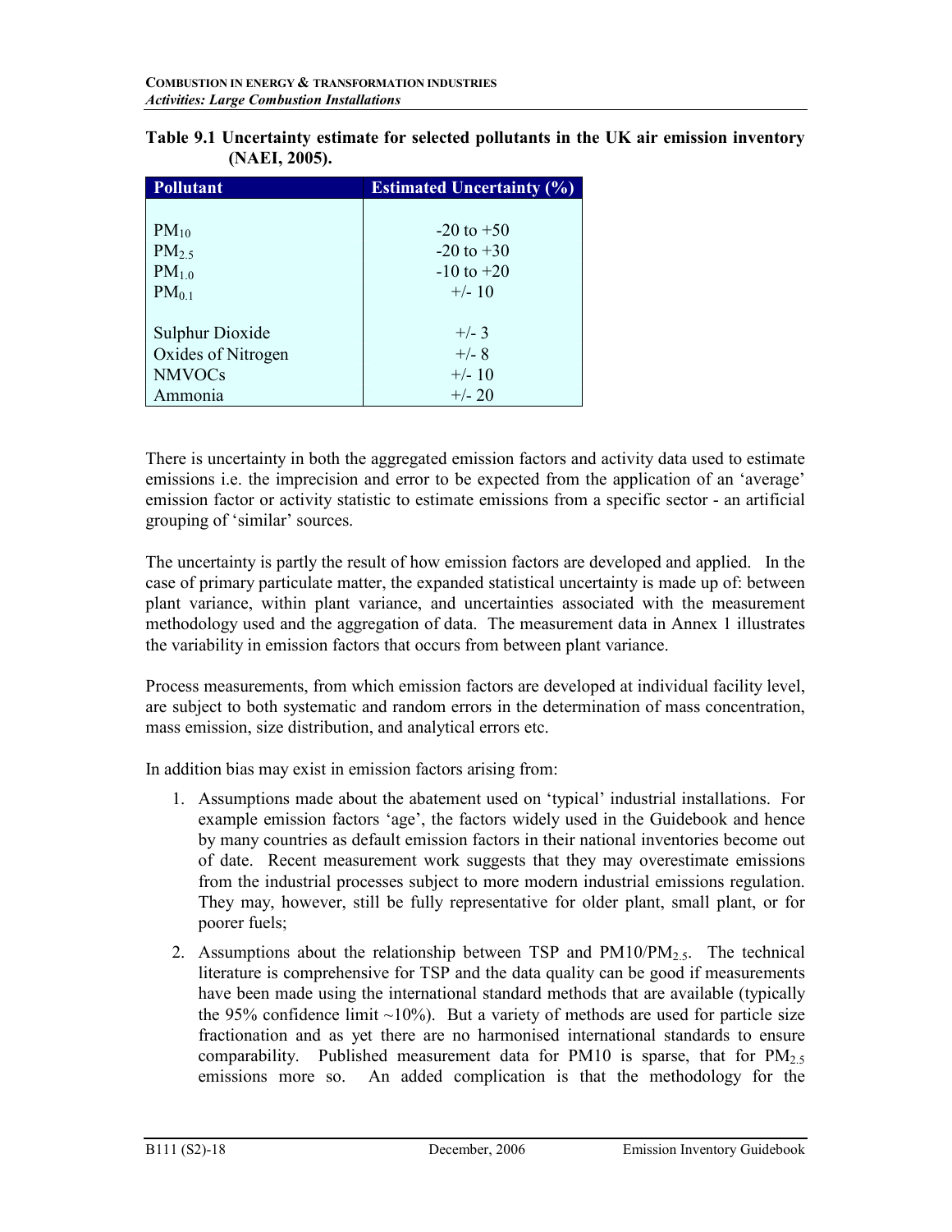**Table 9.1 Uncertainty estimate for selected pollutants in the UK air emission inventory (NAEI, 2005).**

| Pollutant | Estimated Uncertainty (%) |
|---|---|
| $PM_{10}$ | -20 to +50 |
| $PM_{2.5}$ | -20 to +30 |
| $PM_{1.0}$ | -10 to +20 |
| $PM_{0.1}$ | +/- 10 |
| Sulphur Dioxide | +/- 3 |
| Oxides of Nitrogen | +/- 8 |
| NMVOCs | +/- 10 |
| Ammonia | +/- 20 |

There is uncertainty in both the aggregated emission factors and activity data used to estimate emissions i.e. the imprecision and error to be expected from the application of an 'average' emission factor or activity statistic to estimate emissions from a specific sector - an artificial grouping of 'similar' sources.

The uncertainty is partly the result of how emission factors are developed and applied. In the case of primary particulate matter, the expanded statistical uncertainty is made up of: between plant variance, within plant variance, and uncertainties associated with the measurement methodology used and the aggregation of data. The measurement data in Annex 1 illustrates the variability in emission factors that occurs from between plant variance.

Process measurements, from which emission factors are developed at individual facility level, are subject to both systematic and random errors in the determination of mass concentration, mass emission, size distribution, and analytical errors etc.

In addition bias may exist in emission factors arising from:

1. Assumptions made about the abatement used on 'typical' industrial installations. For example emission factors 'age', the factors widely used in the Guidebook and hence by many countries as default emission factors in their national inventories become out of date. Recent measurement work suggests that they may overestimate emissions from the industrial processes subject to more modern industrial emissions regulation. They may, however, still be fully representative for older plant, small plant, or for poorer fuels;
2. Assumptions about the relationship between TSP and PM10/$PM_{2.5}$. The technical literature is comprehensive for TSP and the data quality can be good if measurements have been made using the international standard methods that are available (typically the 95% confidence limit ~10%). But a variety of methods are used for particle size fractionation and as yet there are no harmonised international standards to ensure comparability. Published measurement data for PM10 is sparse, that for $PM_{2.5}$ emissions more so. An added complication is that the methodology for the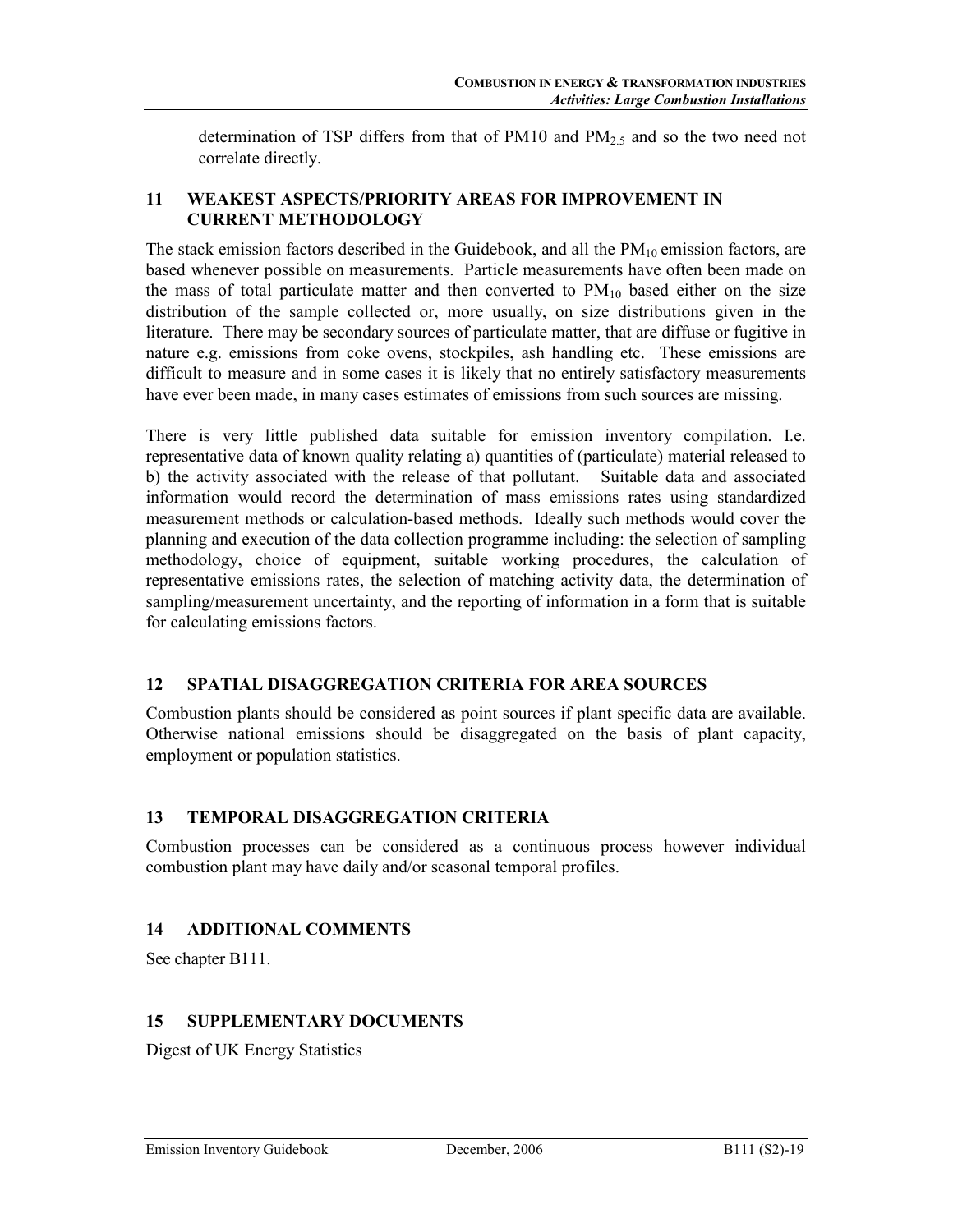determination of TSP differs from that of PM10 and $PM_{2.5}$ and so the two need not correlate directly.

## 11 WEAKEST ASPECTS/PRIORITY AREAS FOR IMPROVEMENT IN CURRENT METHODOLOGY

The stack emission factors described in the Guidebook, and all the $PM_{10}$ emission factors, are based whenever possible on measurements. Particle measurements have often been made on the mass of total particulate matter and then converted to $PM_{10}$ based either on the size distribution of the sample collected or, more usually, on size distributions given in the literature. There may be secondary sources of particulate matter, that are diffuse or fugitive in nature e.g. emissions from coke ovens, stockpiles, ash handling etc. These emissions are difficult to measure and in some cases it is likely that no entirely satisfactory measurements have ever been made, in many cases estimates of emissions from such sources are missing.

There is very little published data suitable for emission inventory compilation. I.e. representative data of known quality relating a) quantities of (particulate) material released to b) the activity associated with the release of that pollutant. Suitable data and associated information would record the determination of mass emissions rates using standardized measurement methods or calculation-based methods. Ideally such methods would cover the planning and execution of the data collection programme including: the selection of sampling methodology, choice of equipment, suitable working procedures, the calculation of representative emissions rates, the selection of matching activity data, the determination of sampling/measurement uncertainty, and the reporting of information in a form that is suitable for calculating emissions factors.

## 12 SPATIAL DISAGGREGATION CRITERIA FOR AREA SOURCES

Combustion plants should be considered as point sources if plant specific data are available. Otherwise national emissions should be disaggregated on the basis of plant capacity, employment or population statistics.

## 13 TEMPORAL DISAGGREGATION CRITERIA

Combustion processes can be considered as a continuous process however individual combustion plant may have daily and/or seasonal temporal profiles.

## 14 ADDITIONAL COMMENTS

See chapter B111.

## 15 SUPPLEMENTARY DOCUMENTS

Digest of UK Energy Statistics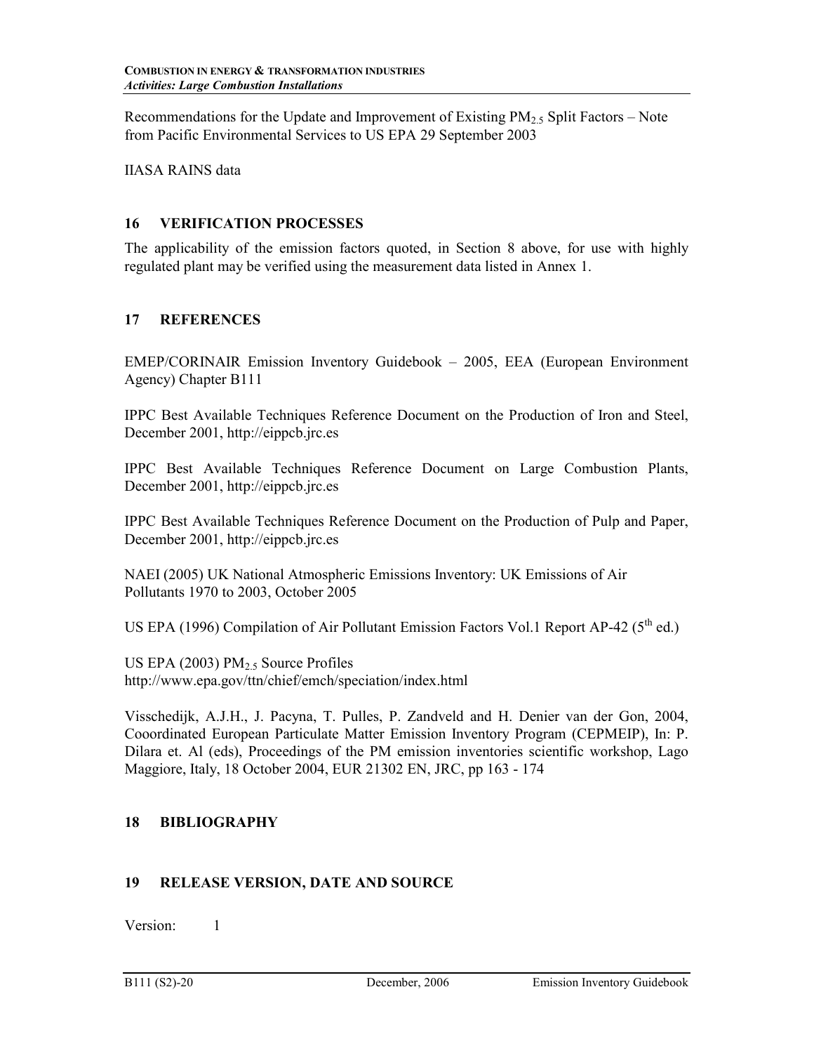Recommendations for the Update and Improvement of Existing $PM_{2.5}$ Split Factors – Note from Pacific Environmental Services to US EPA 29 September 2003

IIASA RAINS data

## 16 VERIFICATION PROCESSES

The applicability of the emission factors quoted, in Section 8 above, for use with highly regulated plant may be verified using the measurement data listed in Annex 1.

## 17 REFERENCES

EMEP/CORINAIR Emission Inventory Guidebook – 2005, EEA (European Environment Agency) Chapter B111

IPPC Best Available Techniques Reference Document on the Production of Iron and Steel, December 2001, http://eippcb.jrc.es

IPPC Best Available Techniques Reference Document on Large Combustion Plants, December 2001, http://eippcb.jrc.es

IPPC Best Available Techniques Reference Document on the Production of Pulp and Paper, December 2001, http://eippcb.jrc.es

NAEI (2005) UK National Atmospheric Emissions Inventory: UK Emissions of Air Pollutants 1970 to 2003, October 2005

US EPA (1996) Compilation of Air Pollutant Emission Factors Vol.1 Report AP-42 (5th ed.)

US EPA (2003) $PM_{2.5}$ Source Profiles http://www.epa.gov/ttn/chief/emch/speciation/index.html

Visschedijk, A.J.H., J. Pacyna, T. Pulles, P. Zandveld and H. Denier van der Gon, 2004, Cooordinated European Particulate Matter Emission Inventory Program (CEPMEIP), In: P. Dilara et. Al (eds), Proceedings of the PM emission inventories scientific workshop, Lago Maggiore, Italy, 18 October 2004, EUR 21302 EN, JRC, pp 163 - 174

## 18 BIBLIOGRAPHY

## 19 RELEASE VERSION, DATE AND SOURCE

Version: 1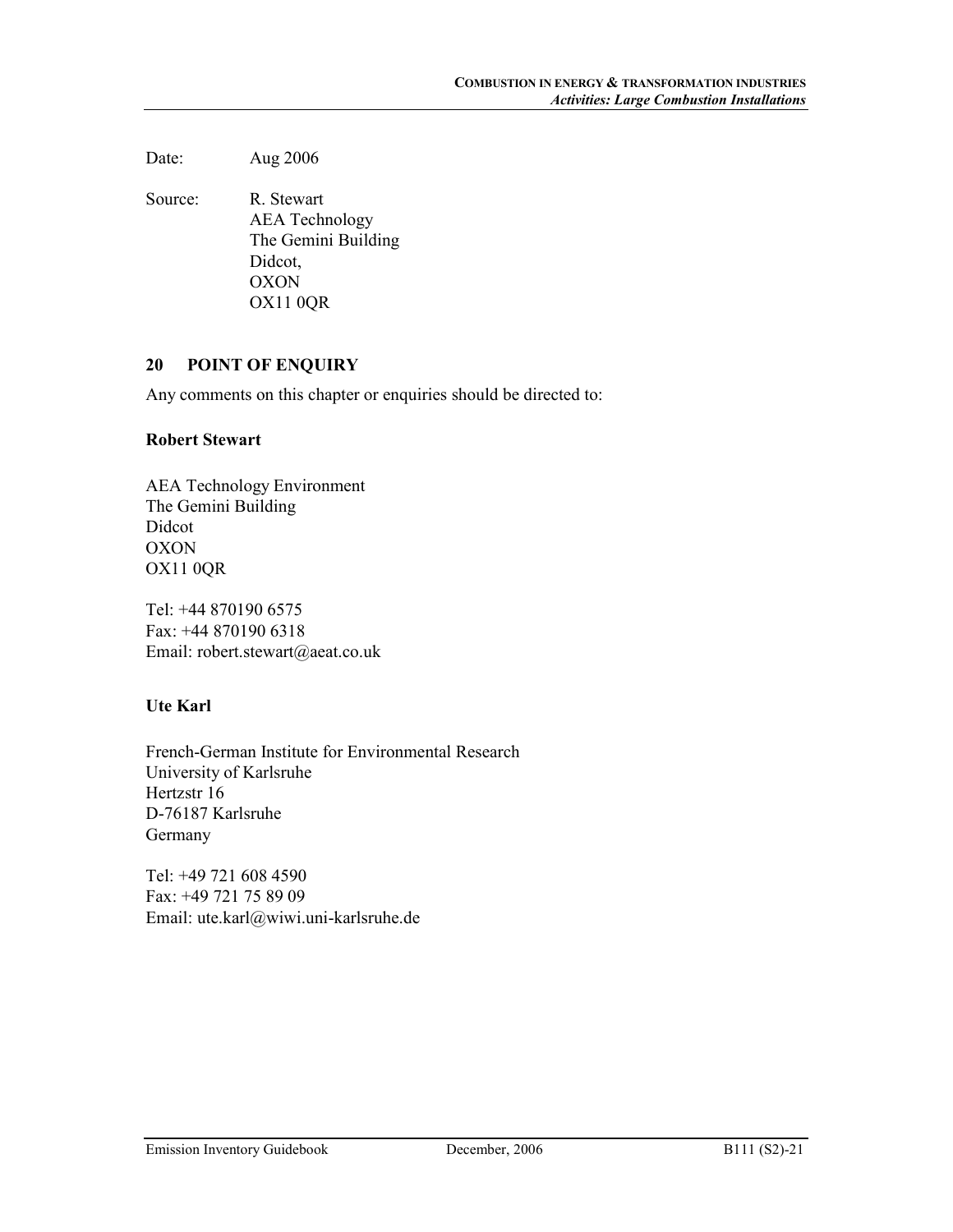Date: Aug 2006

Source: R. Stewart
AEA Technology
The Gemini Building
Didcot,
OXON
OX11 0QR

## 20 POINT OF ENQUIRY

Any comments on this chapter or enquiries should be directed to:

**Robert Stewart**

AEA Technology Environment
The Gemini Building
Didcot
OXON
OX11 0QR

Tel: +44 870190 6575
Fax: +44 870190 6318
Email: robert.stewart@aeat.co.uk

**Ute Karl**

French-German Institute for Environmental Research
University of Karlsruhe
Hertzstr 16
D-76187 Karlsruhe
Germany

Tel: +49 721 608 4590
Fax: +49 721 75 89 09
Email: ute.karl@wiwi.uni-karlsruhe.de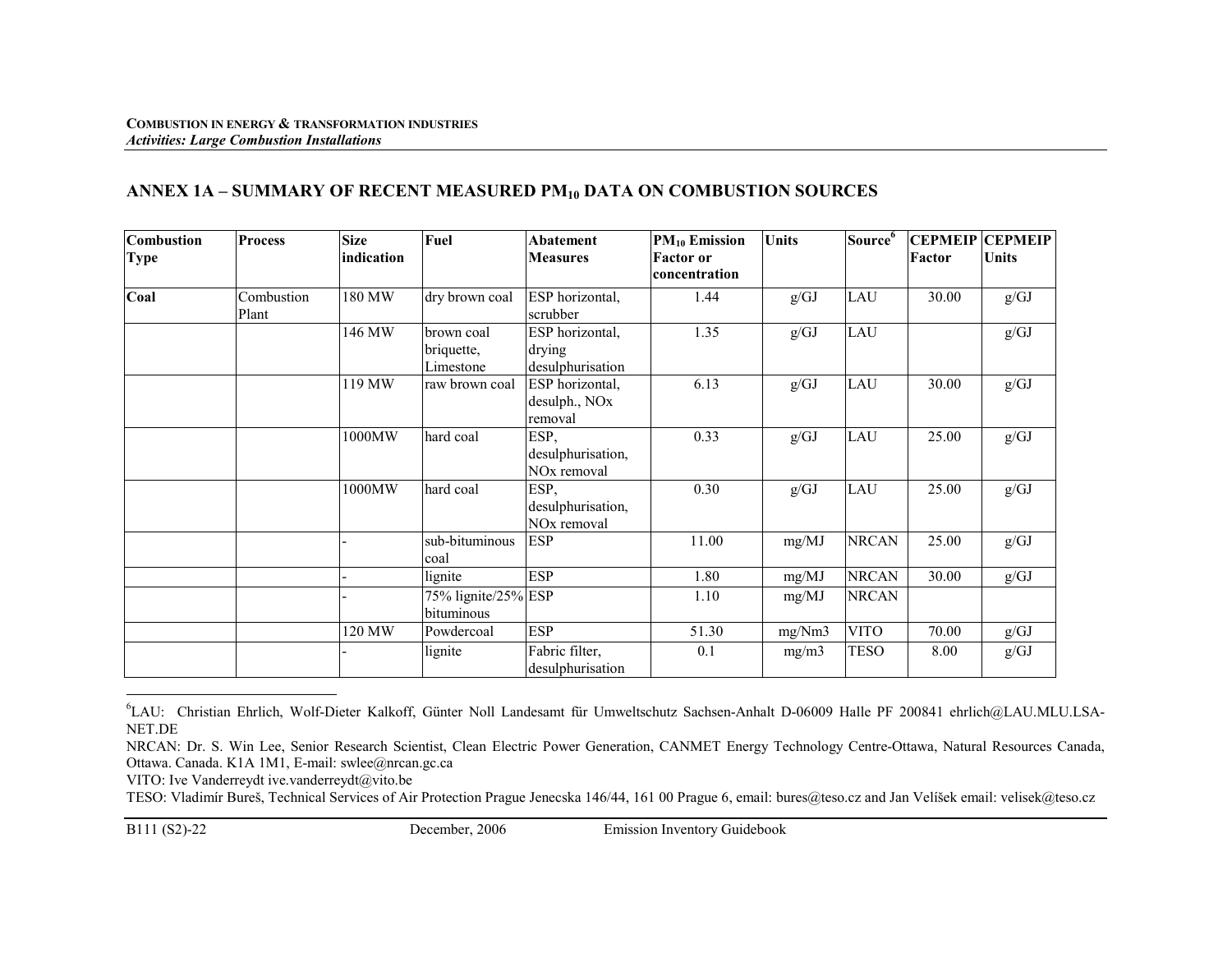**COMBUSTION IN ENERGY & TRANSFORMATION INDUSTRIES**
*Activities: Large Combustion Installations*

## ANNEX 1A – SUMMARY OF RECENT MEASURED $PM_{10}$ DATA ON COMBUSTION SOURCES

| Combustion Type | Process | Size indication | Fuel | Abatement Measures | $PM_{10}$ Emission Factor or concentration | Units | Source[6] | CEPMEIP Factor | CEPMEIP Units |
|---|---|---|---|---|---|---|---|---|---|
| **Coal** | Combustion Plant | 180 MW | dry brown coal | ESP horizontal, scrubber | 1.44 | g/GJ | LAU | 30.00 | g/GJ |
| | | 146 MW | brown coal briquette, Limestone | ESP horizontal, drying desulphurisation | 1.35 | g/GJ | LAU | | g/GJ |
| | | 119 MW | raw brown coal | ESP horizontal, desulph., NOx removal | 6.13 | g/GJ | LAU | 30.00 | g/GJ |
| | | 1000MW | hard coal | ESP, desulphurisation, NOx removal | 0.33 | g/GJ | LAU | 25.00 | g/GJ |
| | | 1000MW | hard coal | ESP, desulphurisation, NOx removal | 0.30 | g/GJ | LAU | 25.00 | g/GJ |
| | | - | sub-bituminous coal | ESP | 11.00 | mg/MJ | NRCAN | 25.00 | g/GJ |
| | | - | lignite | ESP | 1.80 | mg/MJ | NRCAN | 30.00 | g/GJ |
| | | - | 75% lignite/25% bituminous | ESP | 1.10 | mg/MJ | NRCAN | | |
| | | 120 MW | Powdercoal | ESP | 51.30 | mg/Nm3 | VITO | 70.00 | g/GJ |
| | | - | lignite | Fabric filter, desulphurisation | 0.1 | mg/m3 | TESO | 8.00 | g/GJ |

[6]LAU: Christian Ehrlich, Wolf-Dieter Kalkoff, Günter Noll Landesamt für Umweltschutz Sachsen-Anhalt D-06009 Halle PF 200841 ehrlich@LAU.MLU.LSA-NET.DE

NRCAN: Dr. S. Win Lee, Senior Research Scientist, Clean Electric Power Generation, CANMET Energy Technology Centre-Ottawa, Natural Resources Canada, Ottawa. Canada. K1A 1M1, E-mail: swlee@nrcan.gc.ca

VITO: Ive Vanderreydt ive.vanderreydt@vito.be

TESO: Vladimír Bureš, Technical Services of Air Protection Prague Jenecska 146/44, 161 00 Prague 6, email: bures@teso.cz and Jan Velíšek email: velisek@teso.cz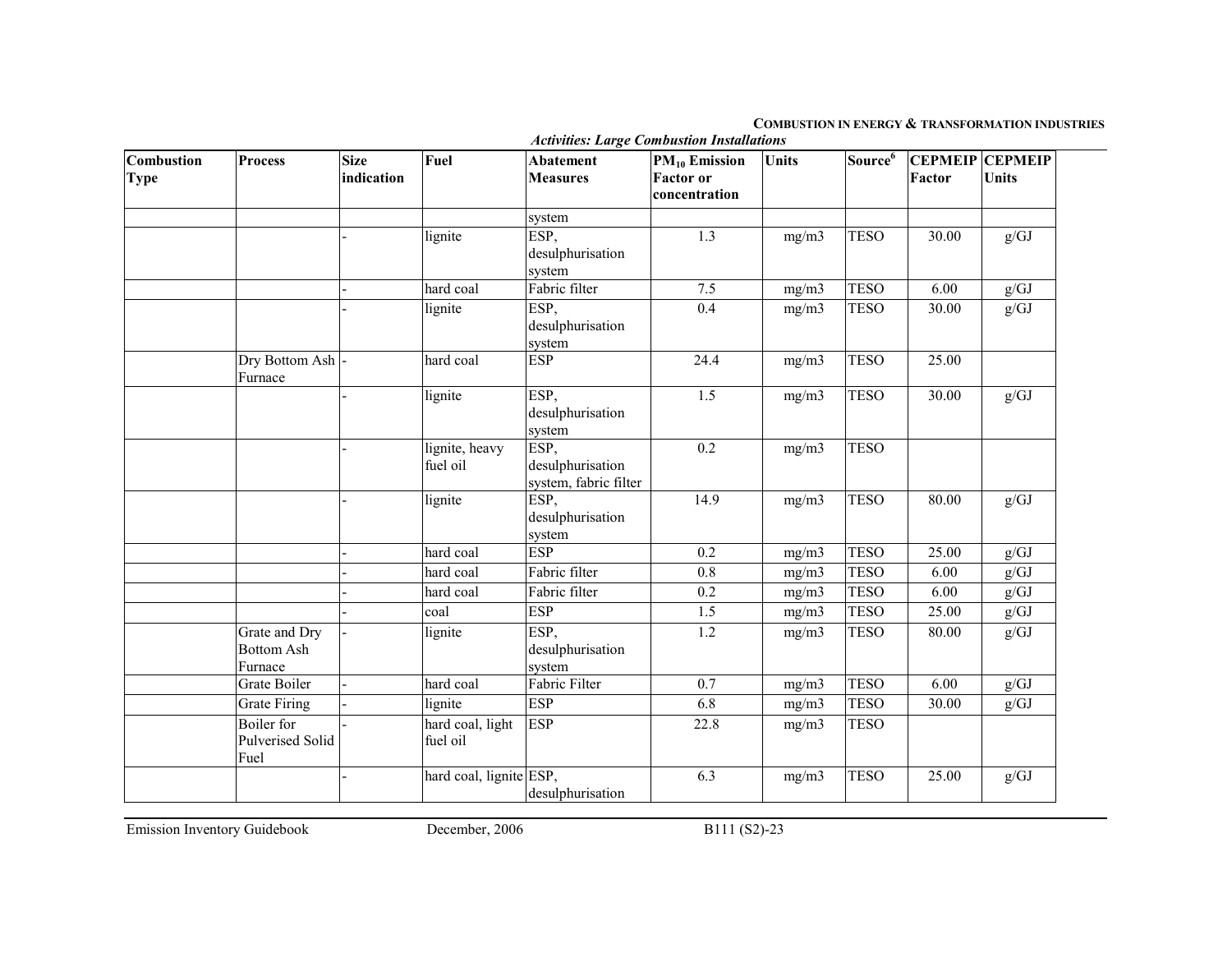*Activities: Large Combustion Installations*

| Combustion Type | Process | Size indication | Fuel | Abatement Measures | $PM_{10}$ Emission Factor or concentration | Units | Source[6] | CEPMEIP Factor | CEPMEIP Units |
|---|---|---|---|---|---|---|---|---|---|
| | | | | system | | | | | |
| | | - | lignite | ESP, desulphurisation system | 1.3 | mg/m3 | TESO | 30.00 | g/GJ |
| | | - | hard coal | Fabric filter | 7.5 | mg/m3 | TESO | 6.00 | g/GJ |
| | | - | lignite | ESP, desulphurisation system | 0.4 | mg/m3 | TESO | 30.00 | g/GJ |
| | Dry Bottom Ash Furnace | - | hard coal | ESP | 24.4 | mg/m3 | TESO | 25.00 | |
| | | - | lignite | ESP, desulphurisation system | 1.5 | mg/m3 | TESO | 30.00 | g/GJ |
| | | - | lignite, heavy fuel oil | ESP, desulphurisation system, fabric filter | 0.2 | mg/m3 | TESO | | |
| | | - | lignite | ESP, desulphurisation system | 14.9 | mg/m3 | TESO | 80.00 | g/GJ |
| | | - | hard coal | ESP | 0.2 | mg/m3 | TESO | 25.00 | g/GJ |
| | | - | hard coal | Fabric filter | 0.8 | mg/m3 | TESO | 6.00 | g/GJ |
| | | - | hard coal | Fabric filter | 0.2 | mg/m3 | TESO | 6.00 | g/GJ |
| | | - | coal | ESP | 1.5 | mg/m3 | TESO | 25.00 | g/GJ |
| | Grate and Dry Bottom Ash Furnace | - | lignite | ESP, desulphurisation system | 1.2 | mg/m3 | TESO | 80.00 | g/GJ |
| | Grate Boiler | - | hard coal | Fabric Filter | 0.7 | mg/m3 | TESO | 6.00 | g/GJ |
| | Grate Firing | - | lignite | ESP | 6.8 | mg/m3 | TESO | 30.00 | g/GJ |
| | Boiler for Pulverised Solid Fuel | - | hard coal, light fuel oil | ESP | 22.8 | mg/m3 | TESO | | |
| | | - | hard coal, lignite | ESP, desulphurisation | 6.3 | mg/m3 | TESO | 25.00 | g/GJ |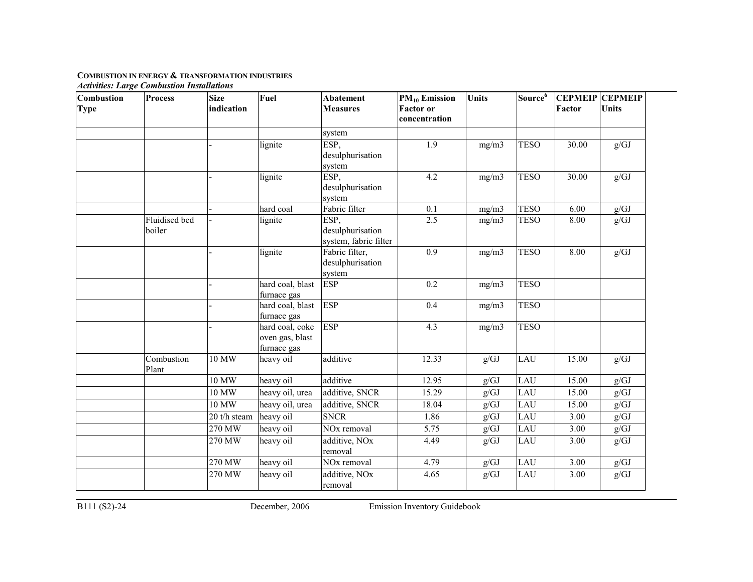**COMBUSTION IN ENERGY & TRANSFORMATION INDUSTRIES**
***Activities: Large Combustion Installations***

| Combustion Type | Process | Size indication | Fuel | Abatement Measures | $PM_{10}$ Emission Factor or concentration | Units | Source[6] | CEPMEIP Factor | CEPMEIP Units |
|---|---|---|---|---|---|---|---|---|---|
| | | | | system | | | | | |
| | | - | lignite | ESP, desulphurisation system | 1.9 | mg/m3 | TESO | 30.00 | g/GJ |
| | | - | lignite | ESP, desulphurisation system | 4.2 | mg/m3 | TESO | 30.00 | g/GJ |
| | | - | hard coal | Fabric filter | 0.1 | mg/m3 | TESO | 6.00 | g/GJ |
| | Fluidised bed boiler | - | lignite | ESP, desulphurisation system, fabric filter | 2.5 | mg/m3 | TESO | 8.00 | g/GJ |
| | | - | lignite | Fabric filter, desulphurisation system | 0.9 | mg/m3 | TESO | 8.00 | g/GJ |
| | | - | hard coal, blast furnace gas | ESP | 0.2 | mg/m3 | TESO | | |
| | | - | hard coal, blast furnace gas | ESP | 0.4 | mg/m3 | TESO | | |
| | | - | hard coal, coke oven gas, blast furnace gas | ESP | 4.3 | mg/m3 | TESO | | |
| | Combustion Plant | 10 MW | heavy oil | additive | 12.33 | g/GJ | LAU | 15.00 | g/GJ |
| | | 10 MW | heavy oil | additive | 12.95 | g/GJ | LAU | 15.00 | g/GJ |
| | | 10 MW | heavy oil, urea | additive, SNCR | 15.29 | g/GJ | LAU | 15.00 | g/GJ |
| | | 10 MW | heavy oil, urea | additive, SNCR | 18.04 | g/GJ | LAU | 15.00 | g/GJ |
| | | 20 t/h steam | heavy oil | SNCR | 1.86 | g/GJ | LAU | 3.00 | g/GJ |
| | | 270 MW | heavy oil | NOx removal | 5.75 | g/GJ | LAU | 3.00 | g/GJ |
| | | 270 MW | heavy oil | additive, NOx removal | 4.49 | g/GJ | LAU | 3.00 | g/GJ |
| | | 270 MW | heavy oil | NOx removal | 4.79 | g/GJ | LAU | 3.00 | g/GJ |
| | | 270 MW | heavy oil | additive, NOx removal | 4.65 | g/GJ | LAU | 3.00 | g/GJ |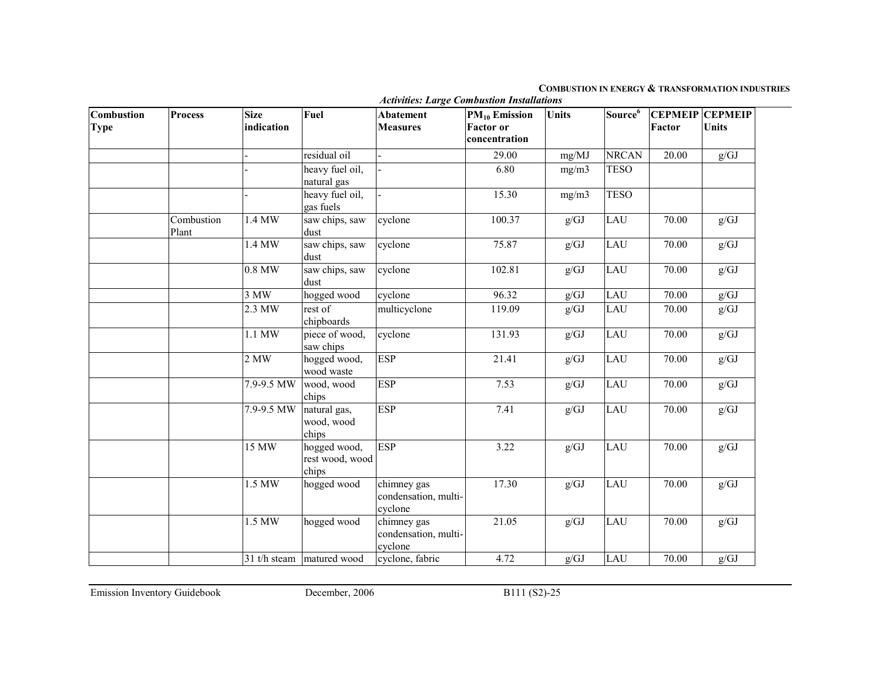*Activities: Large Combustion Installations*

| Combustion Type | Process | Size indication | Fuel | Abatement Measures | $PM_{10}$ Emission Factor or concentration | Units | Source[6] | CEPMEIP Factor | CEPMEIP Units |
|---|---|---|---|---|---|---|---|---|---|
| | | - | residual oil | - | 29.00 | mg/MJ | NRCAN | 20.00 | g/GJ |
| | | - | heavy fuel oil, natural gas | - | 6.80 | mg/m3 | TESO | | |
| | | - | heavy fuel oil, gas fuels | - | 15.30 | mg/m3 | TESO | | |
| | Combustion Plant | 1.4 MW | saw chips, saw dust | cyclone | 100.37 | g/GJ | LAU | 70.00 | g/GJ |
| | | 1.4 MW | saw chips, saw dust | cyclone | 75.87 | g/GJ | LAU | 70.00 | g/GJ |
| | | 0.8 MW | saw chips, saw dust | cyclone | 102.81 | g/GJ | LAU | 70.00 | g/GJ |
| | | 3 MW | hogged wood | cyclone | 96.32 | g/GJ | LAU | 70.00 | g/GJ |
| | | 2.3 MW | rest of chipboards | multicyclone | 119.09 | g/GJ | LAU | 70.00 | g/GJ |
| | | 1.1 MW | piece of wood, saw chips | cyclone | 131.93 | g/GJ | LAU | 70.00 | g/GJ |
| | | 2 MW | hogged wood, wood waste | ESP | 21.41 | g/GJ | LAU | 70.00 | g/GJ |
| | | 7.9-9.5 MW | wood, wood chips | ESP | 7.53 | g/GJ | LAU | 70.00 | g/GJ |
| | | 7.9-9.5 MW | natural gas, wood, wood chips | ESP | 7.41 | g/GJ | LAU | 70.00 | g/GJ |
| | | 15 MW | hogged wood, rest wood, wood chips | ESP | 3.22 | g/GJ | LAU | 70.00 | g/GJ |
| | | 1.5 MW | hogged wood | chimney gas condensation, multi-cyclone | 17.30 | g/GJ | LAU | 70.00 | g/GJ |
| | | 1.5 MW | hogged wood | chimney gas condensation, multi-cyclone | 21.05 | g/GJ | LAU | 70.00 | g/GJ |
| | | 31 t/h steam | matured wood | cyclone, fabric | 4.72 | g/GJ | LAU | 70.00 | g/GJ |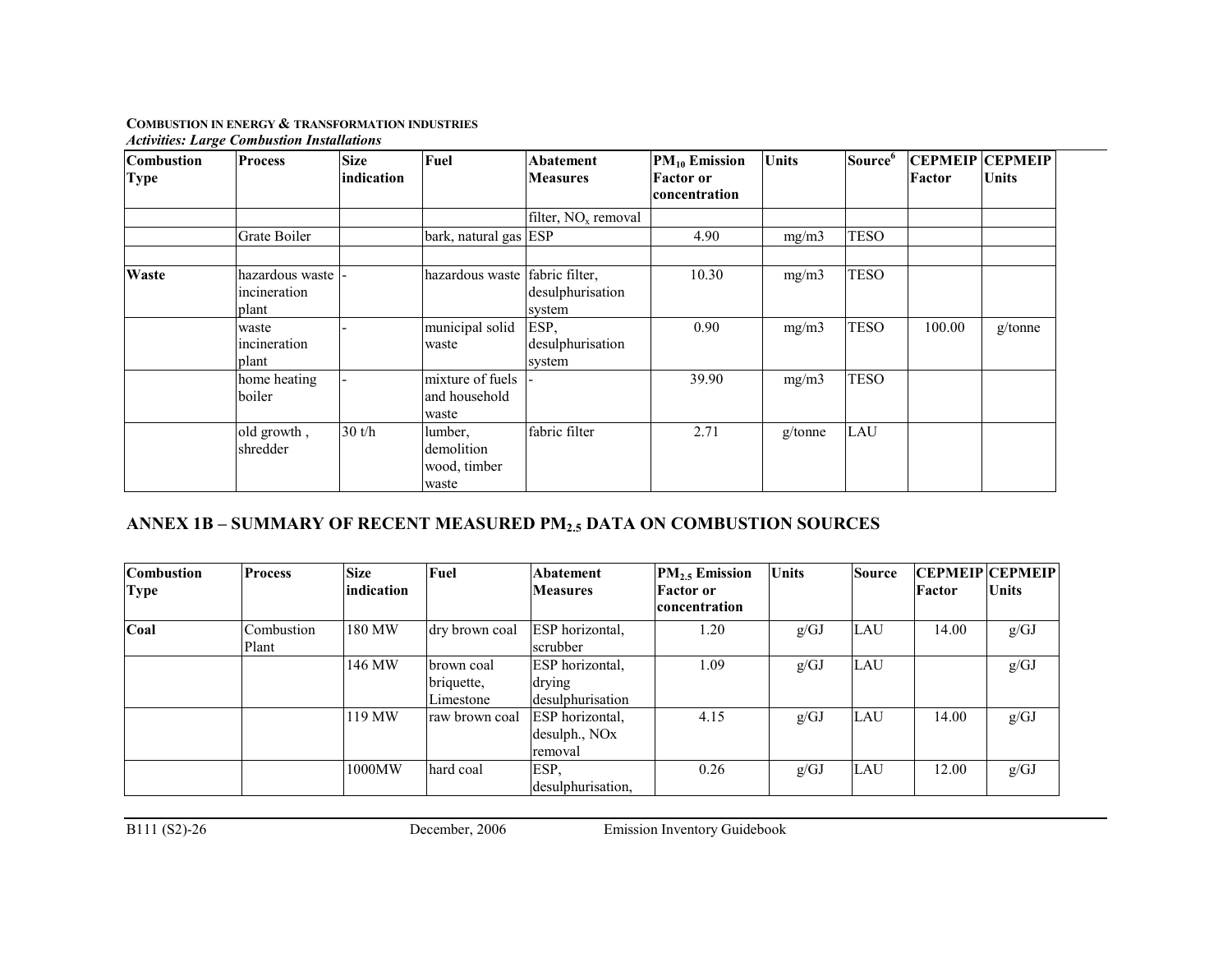**COMBUSTION IN ENERGY & TRANSFORMATION INDUSTRIES**
***Activities: Large Combustion Installations***

| Combustion Type | Process | Size indication | Fuel | Abatement Measures | $PM_{10}$ Emission Factor or concentration | Units | Source[6] | CEPMEIP Factor | CEPMEIP Units |
|---|---|---|---|---|---|---|---|---|---|
| | | | | filter, $NO_x$ removal | | | | | |
| | Grate Boiler | | bark, natural gas | ESP | 4.90 | mg/m3 | TESO | | |
| | | | | | | | | | |
| **Waste** | hazardous waste incineration plant | - | hazardous waste | fabric filter, desulphurisation system | 10.30 | mg/m3 | TESO | | |
| | waste incineration plant | - | municipal solid waste | ESP, desulphurisation system | 0.90 | mg/m3 | TESO | 100.00 | g/tonne |
| | home heating boiler | - | mixture of fuels and household waste | - | 39.90 | mg/m3 | TESO | | |
| | old growth , shredder | 30 t/h | lumber, demolition wood, timber waste | fabric filter | 2.71 | g/tonne | LAU | | |

## ANNEX 1B – SUMMARY OF RECENT MEASURED $PM_{2.5}$ DATA ON COMBUSTION SOURCES

| Combustion Type | Process | Size indication | Fuel | Abatement Measures | $PM_{2.5}$ Emission Factor or concentration | Units | Source | CEPMEIP Factor | CEPMEIP Units |
|---|---|---|---|---|---|---|---|---|---|
| **Coal** | Combustion Plant | 180 MW | dry brown coal | ESP horizontal, scrubber | 1.20 | g/GJ | LAU | 14.00 | g/GJ |
| | | 146 MW | brown coal briquette, Limestone | ESP horizontal, drying desulphurisation | 1.09 | g/GJ | LAU | | g/GJ |
| | | 119 MW | raw brown coal | ESP horizontal, desulph., NOx removal | 4.15 | g/GJ | LAU | 14.00 | g/GJ |
| | | 1000MW | hard coal | ESP, desulphurisation, | 0.26 | g/GJ | LAU | 12.00 | g/GJ |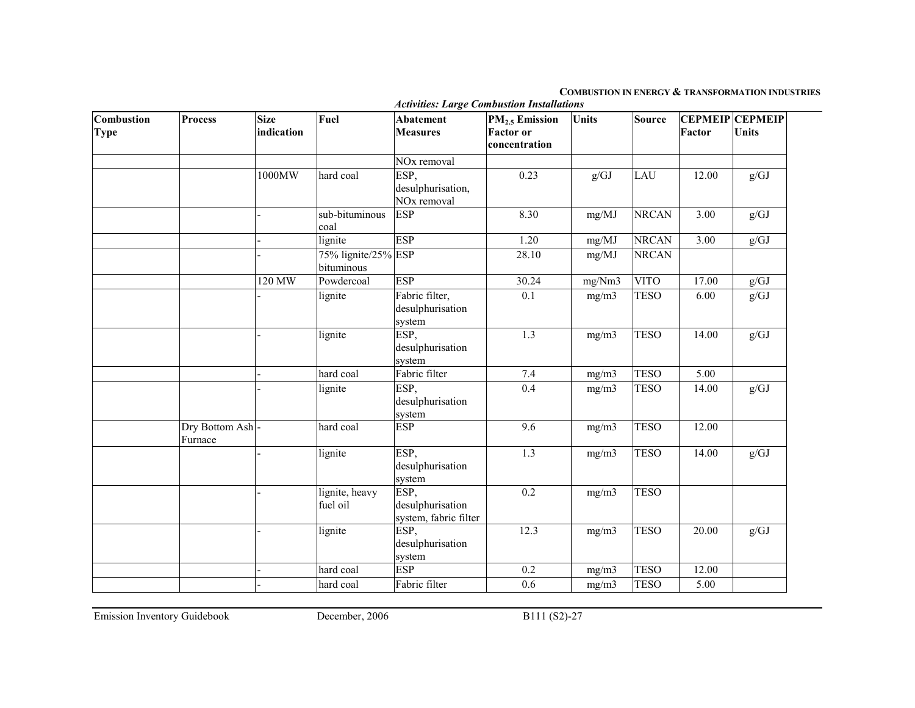*Activities: Large Combustion Installations*

| Combustion Type | Process | Size indication | Fuel | Abatement Measures | $PM_{2.5}$ Emission Factor or concentration | Units | Source | CEPMEIP Factor | CEPMEIP Units |
|---|---|---|---|---|---|---|---|---|---|
| | | | | NOx removal | | | | | |
| | | 1000MW | hard coal | ESP, desulphurisation, NOx removal | 0.23 | g/GJ | LAU | 12.00 | g/GJ |
| | | - | sub-bituminous coal | ESP | 8.30 | mg/MJ | NRCAN | 3.00 | g/GJ |
| | | - | lignite | ESP | 1.20 | mg/MJ | NRCAN | 3.00 | g/GJ |
| | | - | 75% lignite/25% bituminous | ESP | 28.10 | mg/MJ | NRCAN | | |
| | | 120 MW | Powdercoal | ESP | 30.24 | mg/Nm3 | VITO | 17.00 | g/GJ |
| | | - | lignite | Fabric filter, desulphurisation system | 0.1 | mg/m3 | TESO | 6.00 | g/GJ |
| | | - | lignite | ESP, desulphurisation system | 1.3 | mg/m3 | TESO | 14.00 | g/GJ |
| | | - | hard coal | Fabric filter | 7.4 | mg/m3 | TESO | 5.00 | |
| | | - | lignite | ESP, desulphurisation system | 0.4 | mg/m3 | TESO | 14.00 | g/GJ |
| | Dry Bottom Ash Furnace | - | hard coal | ESP | 9.6 | mg/m3 | TESO | 12.00 | |
| | | - | lignite | ESP, desulphurisation system | 1.3 | mg/m3 | TESO | 14.00 | g/GJ |
| | | - | lignite, heavy fuel oil | ESP, desulphurisation system, fabric filter | 0.2 | mg/m3 | TESO | | |
| | | - | lignite | ESP, desulphurisation system | 12.3 | mg/m3 | TESO | 20.00 | g/GJ |
| | | - | hard coal | ESP | 0.2 | mg/m3 | TESO | 12.00 | |
| | | - | hard coal | Fabric filter | 0.6 | mg/m3 | TESO | 5.00 | |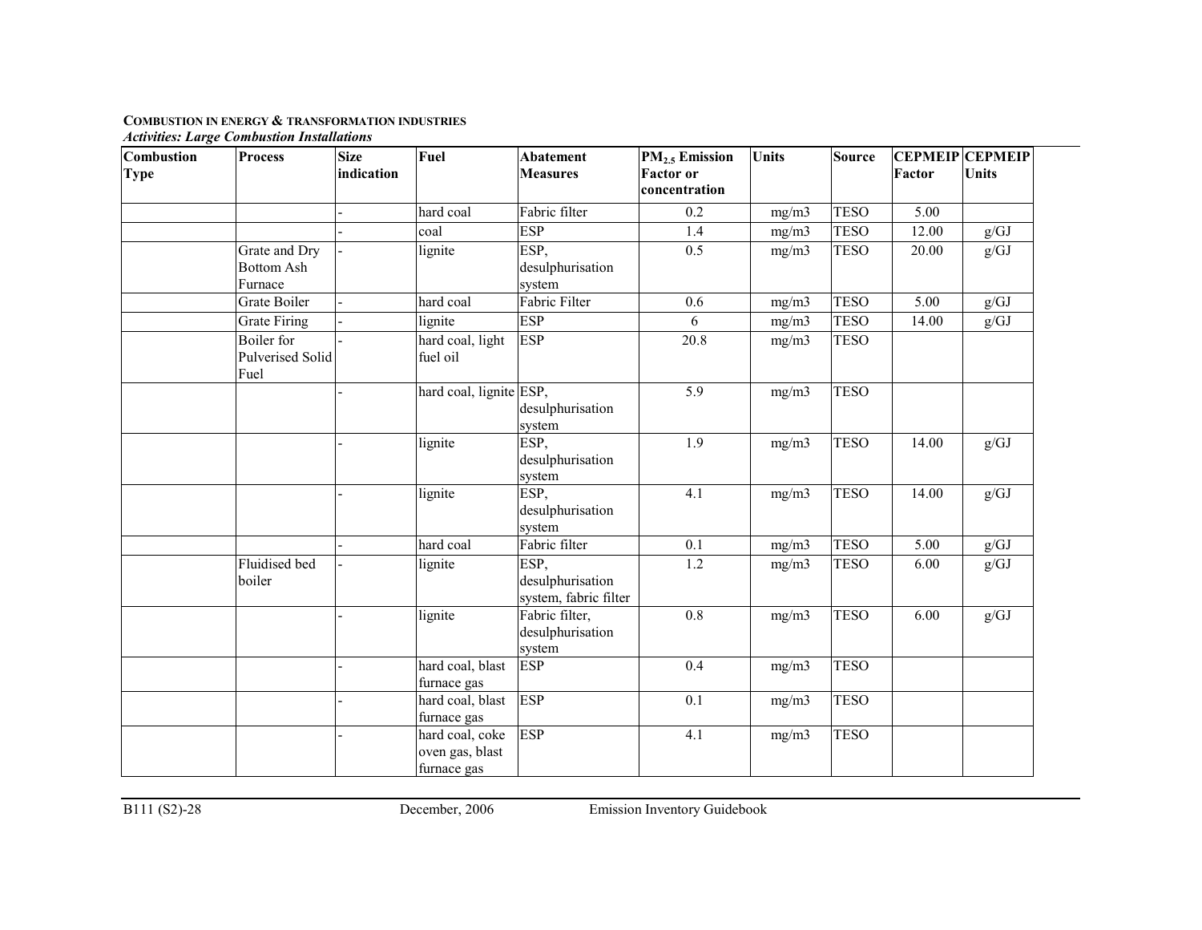**COMBUSTION IN ENERGY & TRANSFORMATION INDUSTRIES**
***Activities: Large Combustion Installations***

| Combustion Type | Process | Size indication | Fuel | Abatement Measures | $PM_{2.5}$ Emission Factor or concentration | Units | Source | CEPMEIP Factor | CEPMEIP Units |
|---|---|---|---|---|---|---|---|---|---|
| | | - | hard coal | Fabric filter | 0.2 | mg/m3 | TESO | 5.00 | |
| | | - | coal | ESP | 1.4 | mg/m3 | TESO | 12.00 | g/GJ |
| | Grate and Dry Bottom Ash Furnace | - | lignite | ESP, desulphurisation system | 0.5 | mg/m3 | TESO | 20.00 | g/GJ |
| | Grate Boiler | - | hard coal | Fabric Filter | 0.6 | mg/m3 | TESO | 5.00 | g/GJ |
| | Grate Firing | - | lignite | ESP | 6 | mg/m3 | TESO | 14.00 | g/GJ |
| | Boiler for Pulverised Solid Fuel | - | hard coal, light fuel oil | ESP | 20.8 | mg/m3 | TESO | | |
| | | - | hard coal, lignite | ESP, desulphurisation system | 5.9 | mg/m3 | TESO | | |
| | | - | lignite | ESP, desulphurisation system | 1.9 | mg/m3 | TESO | 14.00 | g/GJ |
| | | - | lignite | ESP, desulphurisation system | 4.1 | mg/m3 | TESO | 14.00 | g/GJ |
| | | - | hard coal | Fabric filter | 0.1 | mg/m3 | TESO | 5.00 | g/GJ |
| | Fluidised bed boiler | - | lignite | ESP, desulphurisation system, fabric filter | 1.2 | mg/m3 | TESO | 6.00 | g/GJ |
| | | - | lignite | Fabric filter, desulphurisation system | 0.8 | mg/m3 | TESO | 6.00 | g/GJ |
| | | - | hard coal, blast furnace gas | ESP | 0.4 | mg/m3 | TESO | | |
| | | - | hard coal, blast furnace gas | ESP | 0.1 | mg/m3 | TESO | | |
| | | - | hard coal, coke oven gas, blast furnace gas | ESP | 4.1 | mg/m3 | TESO | | |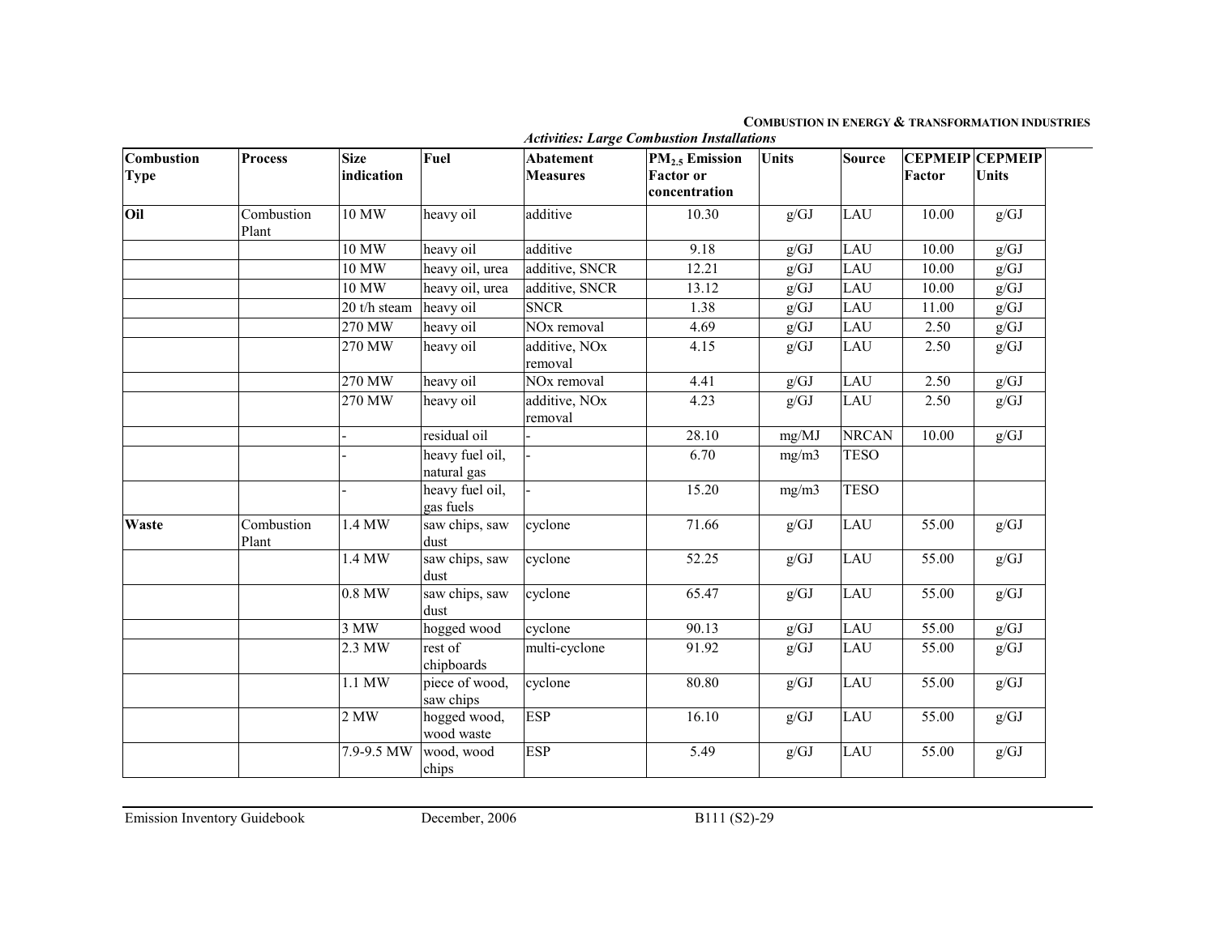*Activities: Large Combustion Installations*

| Combustion Type | Process | Size indication | Fuel | Abatement Measures | $PM_{2.5}$ Emission Factor or concentration | Units | Source | CEPMEIP Factor | CEPMEIP Units |
|---|---|---|---|---|---|---|---|---|---|
| **Oil** | Combustion Plant | 10 MW | heavy oil | additive | 10.30 | g/GJ | LAU | 10.00 | g/GJ |
| | | 10 MW | heavy oil | additive | 9.18 | g/GJ | LAU | 10.00 | g/GJ |
| | | 10 MW | heavy oil, urea | additive, SNCR | 12.21 | g/GJ | LAU | 10.00 | g/GJ |
| | | 10 MW | heavy oil, urea | additive, SNCR | 13.12 | g/GJ | LAU | 10.00 | g/GJ |
| | | 20 t/h steam | heavy oil | SNCR | 1.38 | g/GJ | LAU | 11.00 | g/GJ |
| | | 270 MW | heavy oil | NOx removal | 4.69 | g/GJ | LAU | 2.50 | g/GJ |
| | | 270 MW | heavy oil | additive, NOx removal | 4.15 | g/GJ | LAU | 2.50 | g/GJ |
| | | 270 MW | heavy oil | NOx removal | 4.41 | g/GJ | LAU | 2.50 | g/GJ |
| | | 270 MW | heavy oil | additive, NOx removal | 4.23 | g/GJ | LAU | 2.50 | g/GJ |
| | | - | residual oil | - | 28.10 | mg/MJ | NRCAN | 10.00 | g/GJ |
| | | - | heavy fuel oil, natural gas | - | 6.70 | mg/m3 | TESO | | |
| | | - | heavy fuel oil, gas fuels | - | 15.20 | mg/m3 | TESO | | |
| **Waste** | Combustion Plant | 1.4 MW | saw chips, saw dust | cyclone | 71.66 | g/GJ | LAU | 55.00 | g/GJ |
| | | 1.4 MW | saw chips, saw dust | cyclone | 52.25 | g/GJ | LAU | 55.00 | g/GJ |
| | | 0.8 MW | saw chips, saw dust | cyclone | 65.47 | g/GJ | LAU | 55.00 | g/GJ |
| | | 3 MW | hogged wood | cyclone | 90.13 | g/GJ | LAU | 55.00 | g/GJ |
| | | 2.3 MW | rest of chipboards | multi-cyclone | 91.92 | g/GJ | LAU | 55.00 | g/GJ |
| | | 1.1 MW | piece of wood, saw chips | cyclone | 80.80 | g/GJ | LAU | 55.00 | g/GJ |
| | | 2 MW | hogged wood, wood waste | ESP | 16.10 | g/GJ | LAU | 55.00 | g/GJ |
| | | 7.9-9.5 MW | wood, wood chips | ESP | 5.49 | g/GJ | LAU | 55.00 | g/GJ |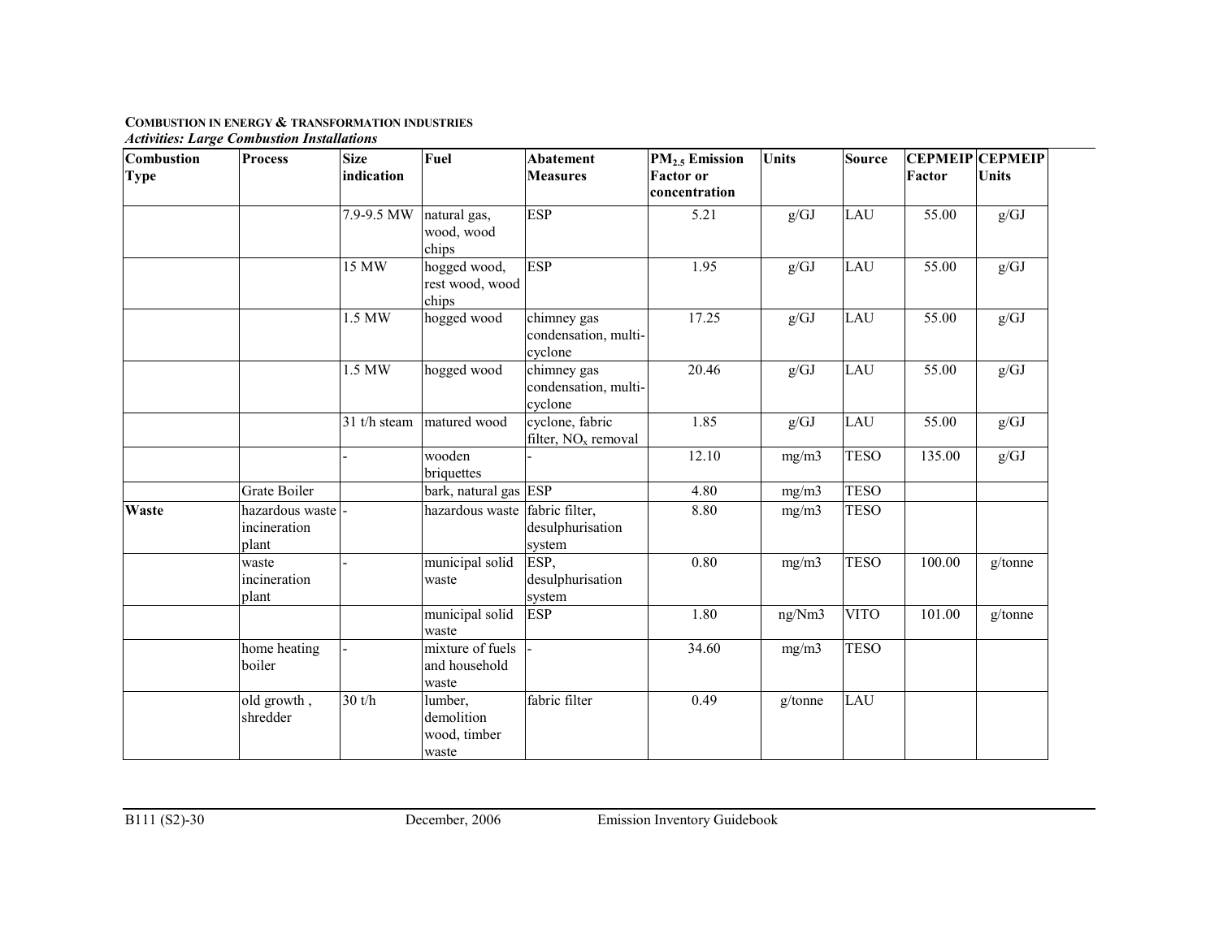**COMBUSTION IN ENERGY & TRANSFORMATION INDUSTRIES**

***Activities: Large Combustion Installations***

| Combustion Type | Process | Size indication | Fuel | Abatement Measures | $PM_{2.5}$ Emission Factor or concentration | Units | Source | CEPMEIP Factor | CEPMEIP Units |
|---|---|---|---|---|---|---|---|---|---|
| | | 7.9-9.5 MW | natural gas, wood, wood chips | ESP | 5.21 | g/GJ | LAU | 55.00 | g/GJ |
| | | 15 MW | hogged wood, rest wood, wood chips | ESP | 1.95 | g/GJ | LAU | 55.00 | g/GJ |
| | | 1.5 MW | hogged wood | chimney gas condensation, multi-cyclone | 17.25 | g/GJ | LAU | 55.00 | g/GJ |
| | | 1.5 MW | hogged wood | chimney gas condensation, multi-cyclone | 20.46 | g/GJ | LAU | 55.00 | g/GJ |
| | | 31 t/h steam | matured wood | cyclone, fabric filter, $NO_x$ removal | 1.85 | g/GJ | LAU | 55.00 | g/GJ |
| | | - | wooden briquettes | - | 12.10 | mg/m3 | TESO | 135.00 | g/GJ |
| | Grate Boiler | | bark, natural gas | ESP | 4.80 | mg/m3 | TESO | | |
| **Waste** | hazardous waste incineration plant | - | hazardous waste | fabric filter, desulphurisation system | 8.80 | mg/m3 | TESO | | |
| | waste incineration plant | - | municipal solid waste | ESP, desulphurisation system | 0.80 | mg/m3 | TESO | 100.00 | g/tonne |
| | | | municipal solid waste | ESP | 1.80 | ng/Nm3 | VITO | 101.00 | g/tonne |
| | home heating boiler | - | mixture of fuels and household waste | - | 34.60 | mg/m3 | TESO | | |
| | old growth , shredder | 30 t/h | lumber, demolition wood, timber waste | fabric filter | 0.49 | g/tonne | LAU | | |